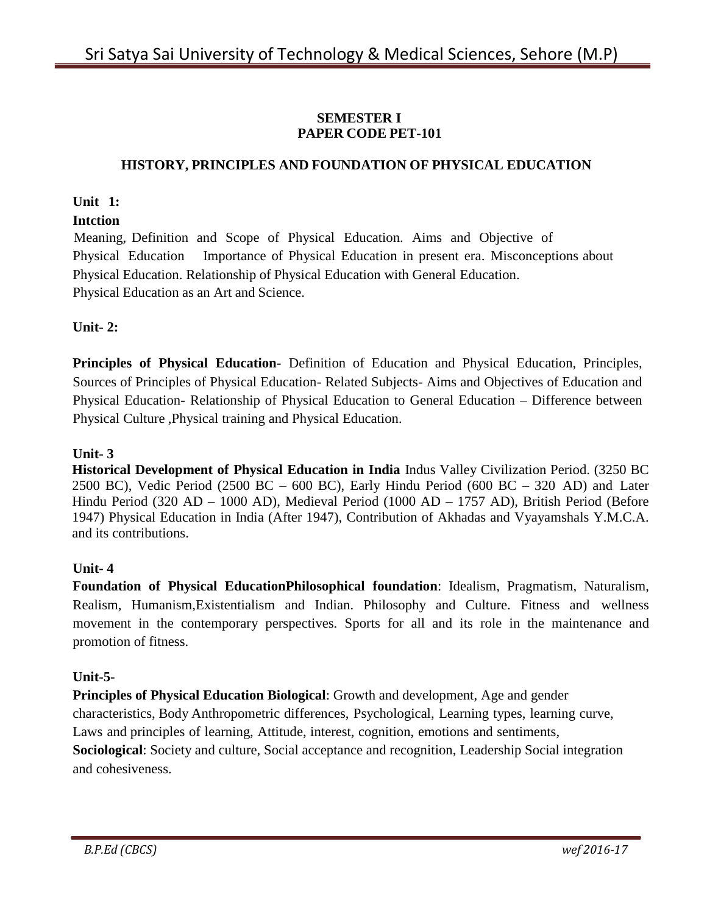**SEMESTER I**
**PAPER CODE PET-101**

## HISTORY, PRINCIPLES AND FOUNDATION OF PHYSICAL EDUCATION

**Unit 1:**

**Intction**

Meaning, Definition and Scope of Physical Education. Aims and Objective of Physical Education Importance of Physical Education in present era. Misconceptions about Physical Education. Relationship of Physical Education with General Education. Physical Education as an Art and Science.

**Unit- 2:**

**Principles of Physical Education-** Definition of Education and Physical Education, Principles, Sources of Principles of Physical Education- Related Subjects- Aims and Objectives of Education and Physical Education- Relationship of Physical Education to General Education – Difference between Physical Culture ,Physical training and Physical Education.

**Unit- 3**

**Historical Development of Physical Education in India** Indus Valley Civilization Period. (3250 BC 2500 BC), Vedic Period (2500 BC – 600 BC), Early Hindu Period (600 BC – 320 AD) and Later Hindu Period (320 AD – 1000 AD), Medieval Period (1000 AD – 1757 AD), British Period (Before 1947) Physical Education in India (After 1947), Contribution of Akhadas and Vyayamshals Y.M.C.A. and its contributions.

**Unit- 4**

**Foundation of Physical EducationPhilosophical foundation**: Idealism, Pragmatism, Naturalism, Realism, Humanism,Existentialism and Indian. Philosophy and Culture. Fitness and wellness movement in the contemporary perspectives. Sports for all and its role in the maintenance and promotion of fitness.

**Unit-5-**

**Principles of Physical Education Biological**: Growth and development, Age and gender characteristics, Body Anthropometric differences, Psychological, Learning types, learning curve, Laws and principles of learning, Attitude, interest, cognition, emotions and sentiments,
**Sociological**: Society and culture, Social acceptance and recognition, Leadership Social integration and cohesiveness.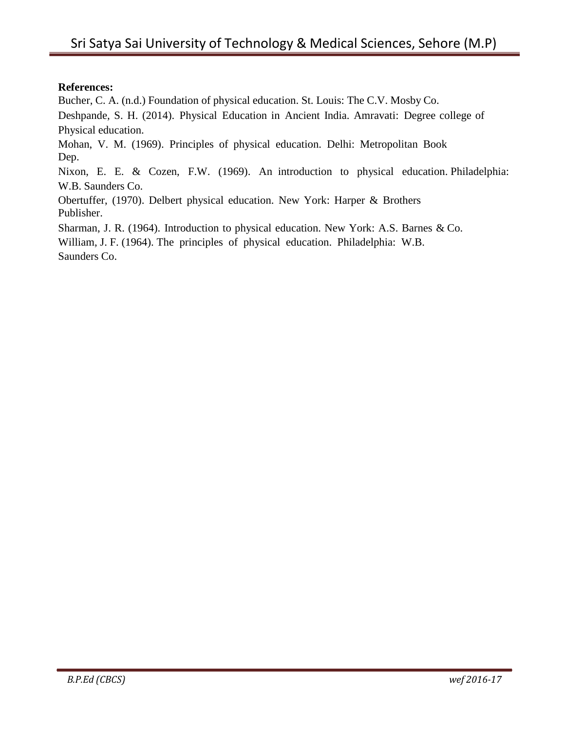**References:**

Bucher, C. A. (n.d.) Foundation of physical education. St. Louis: The C.V. Mosby Co.

Deshpande, S. H. (2014). Physical Education in Ancient India. Amravati: Degree college of Physical education.

Mohan, V. M. (1969). Principles of physical education. Delhi: Metropolitan Book Dep.

Nixon, E. E. & Cozen, F.W. (1969). An introduction to physical education. Philadelphia: W.B. Saunders Co.

Obertuffer, (1970). Delbert physical education. New York: Harper & Brothers Publisher.

Sharman, J. R. (1964). Introduction to physical education. New York: A.S. Barnes & Co.

William, J. F. (1964). The principles of physical education. Philadelphia: W.B. Saunders Co.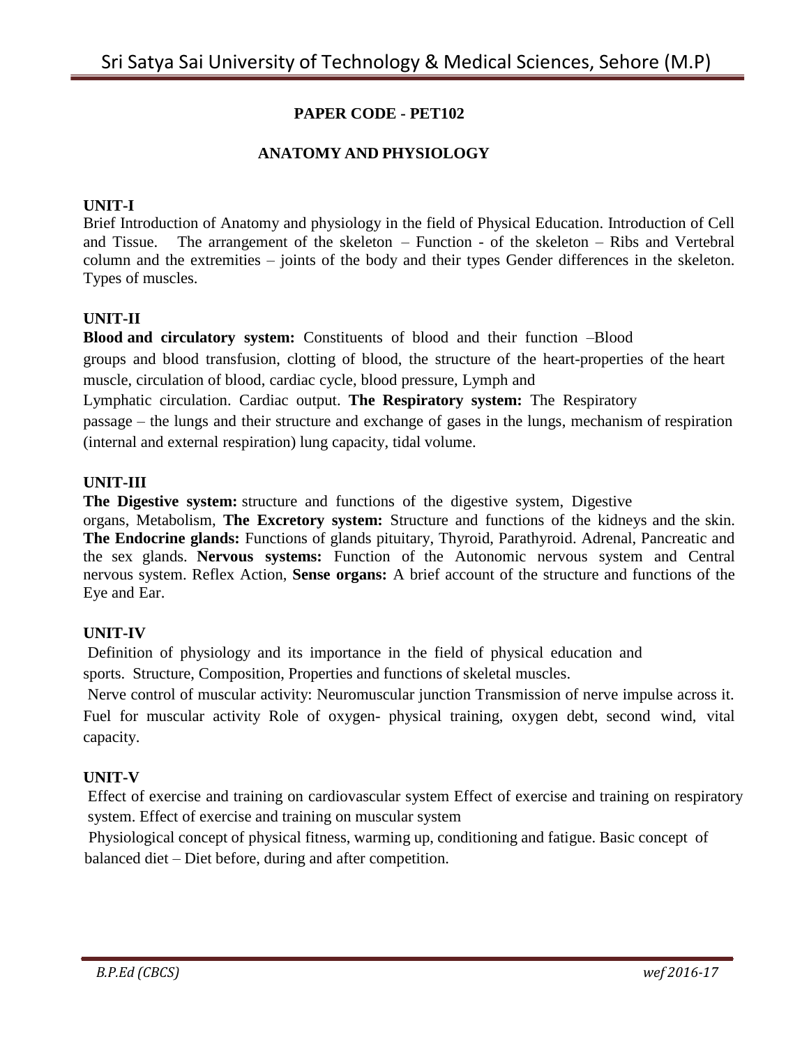## PAPER CODE - PET102

## ANATOMY AND PHYSIOLOGY

### UNIT-I

Brief Introduction of Anatomy and physiology in the field of Physical Education. Introduction of Cell and Tissue. The arrangement of the skeleton – Function - of the skeleton – Ribs and Vertebral column and the extremities – joints of the body and their types Gender differences in the skeleton. Types of muscles.

### UNIT-II

**Blood and circulatory system:** Constituents of blood and their function –Blood groups and blood transfusion, clotting of blood, the structure of the heart-properties of the heart muscle, circulation of blood, cardiac cycle, blood pressure, Lymph and Lymphatic circulation. Cardiac output. **The Respiratory system:** The Respiratory passage – the lungs and their structure and exchange of gases in the lungs, mechanism of respiration (internal and external respiration) lung capacity, tidal volume.

### UNIT-III

**The Digestive system:** structure and functions of the digestive system, Digestive organs, Metabolism, **The Excretory system:** Structure and functions of the kidneys and the skin. **The Endocrine glands:** Functions of glands pituitary, Thyroid, Parathyroid. Adrenal, Pancreatic and the sex glands. **Nervous systems:** Function of the Autonomic nervous system and Central nervous system. Reflex Action, **Sense organs:** A brief account of the structure and functions of the Eye and Ear.

### UNIT-IV

Definition of physiology and its importance in the field of physical education and sports. Structure, Composition, Properties and functions of skeletal muscles.

Nerve control of muscular activity: Neuromuscular junction Transmission of nerve impulse across it. Fuel for muscular activity Role of oxygen- physical training, oxygen debt, second wind, vital capacity.

### UNIT-V

Effect of exercise and training on cardiovascular system Effect of exercise and training on respiratory system. Effect of exercise and training on muscular system

Physiological concept of physical fitness, warming up, conditioning and fatigue. Basic concept of balanced diet – Diet before, during and after competition.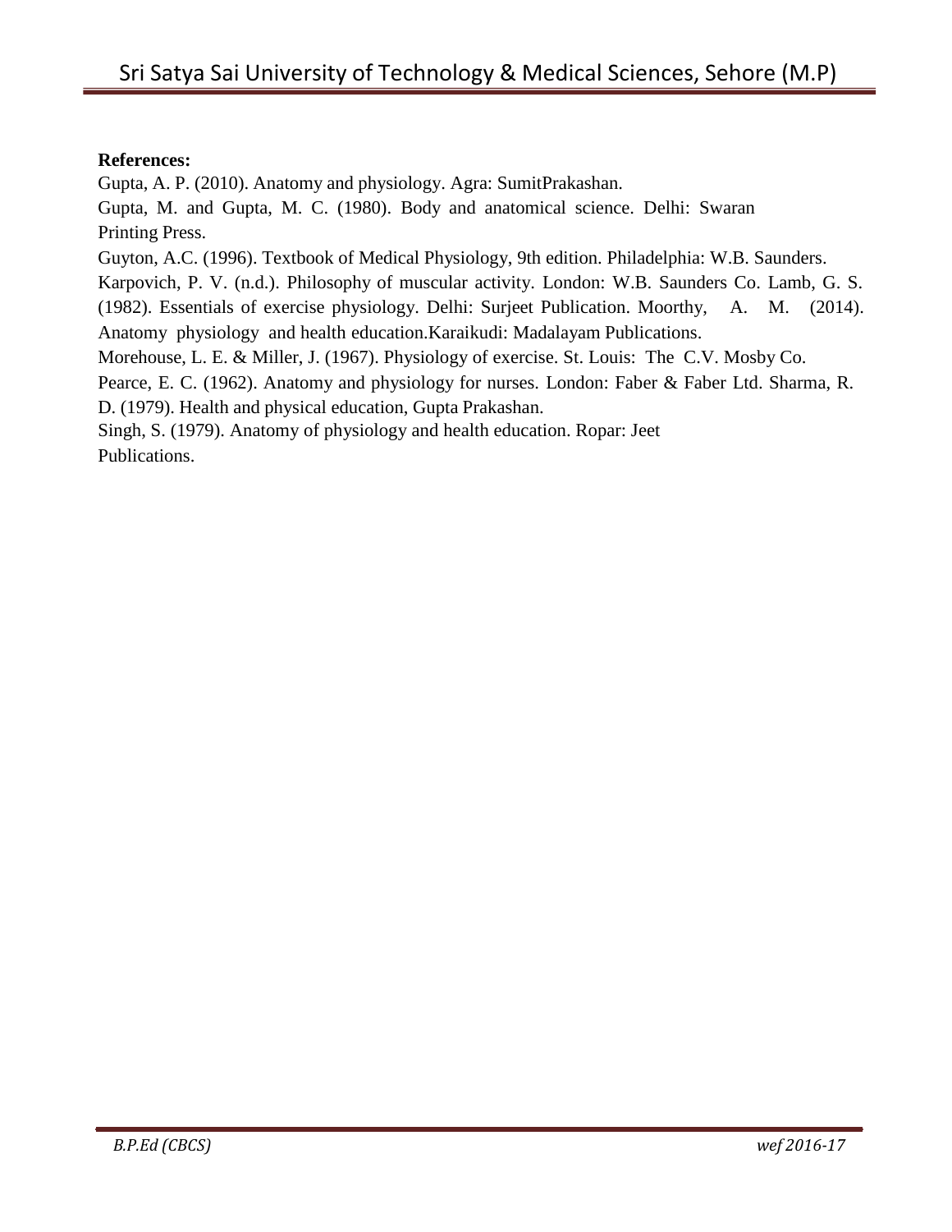**References:**

Gupta, A. P. (2010). Anatomy and physiology. Agra: SumitPrakashan.

Gupta, M. and Gupta, M. C. (1980). Body and anatomical science. Delhi: Swaran Printing Press.

Guyton, A.C. (1996). Textbook of Medical Physiology, 9th edition. Philadelphia: W.B. Saunders.

Karpovich, P. V. (n.d.). Philosophy of muscular activity. London: W.B. Saunders Co. Lamb, G. S. (1982). Essentials of exercise physiology. Delhi: Surjeet Publication. Moorthy, A. M. (2014). Anatomy physiology and health education.Karaikudi: Madalayam Publications.

Morehouse, L. E. & Miller, J. (1967). Physiology of exercise. St. Louis: The C.V. Mosby Co.

Pearce, E. C. (1962). Anatomy and physiology for nurses. London: Faber & Faber Ltd. Sharma, R. D. (1979). Health and physical education, Gupta Prakashan.

Singh, S. (1979). Anatomy of physiology and health education. Ropar: Jeet Publications.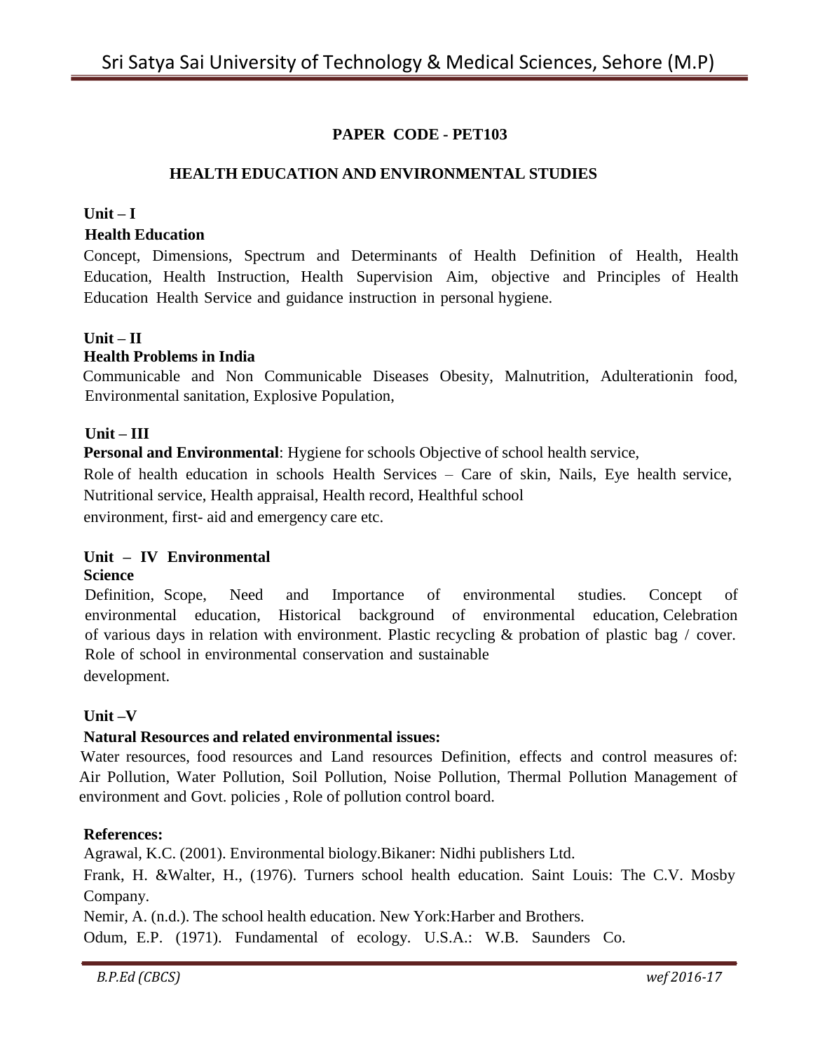## PAPER CODE - PET103

## HEALTH EDUCATION AND ENVIRONMENTAL STUDIES

### Unit – I

**Health Education**

Concept, Dimensions, Spectrum and Determinants of Health Definition of Health, Health Education, Health Instruction, Health Supervision Aim, objective and Principles of Health Education Health Service and guidance instruction in personal hygiene.

### Unit – II

**Health Problems in India**

Communicable and Non Communicable Diseases Obesity, Malnutrition, Adulterationin food, Environmental sanitation, Explosive Population,

### Unit – III

**Personal and Environmental**: Hygiene for schools Objective of school health service, Role of health education in schools Health Services – Care of skin, Nails, Eye health service, Nutritional service, Health appraisal, Health record, Healthful school environment, first- aid and emergency care etc.

### Unit – IV Environmental Science

Definition, Scope, Need and Importance of environmental studies. Concept of environmental education, Historical background of environmental education, Celebration of various days in relation with environment. Plastic recycling & probation of plastic bag / cover. Role of school in environmental conservation and sustainable development.

### Unit –V

**Natural Resources and related environmental issues:**

Water resources, food resources and Land resources Definition, effects and control measures of: Air Pollution, Water Pollution, Soil Pollution, Noise Pollution, Thermal Pollution Management of environment and Govt. policies , Role of pollution control board.

**References:**

Agrawal, K.C. (2001). Environmental biology.Bikaner: Nidhi publishers Ltd.

Frank, H. &Walter, H., (1976). Turners school health education. Saint Louis: The C.V. Mosby Company.

Nemir, A. (n.d.). The school health education. New York:Harber and Brothers.

Odum, E.P. (1971). Fundamental of ecology. U.S.A.: W.B. Saunders Co.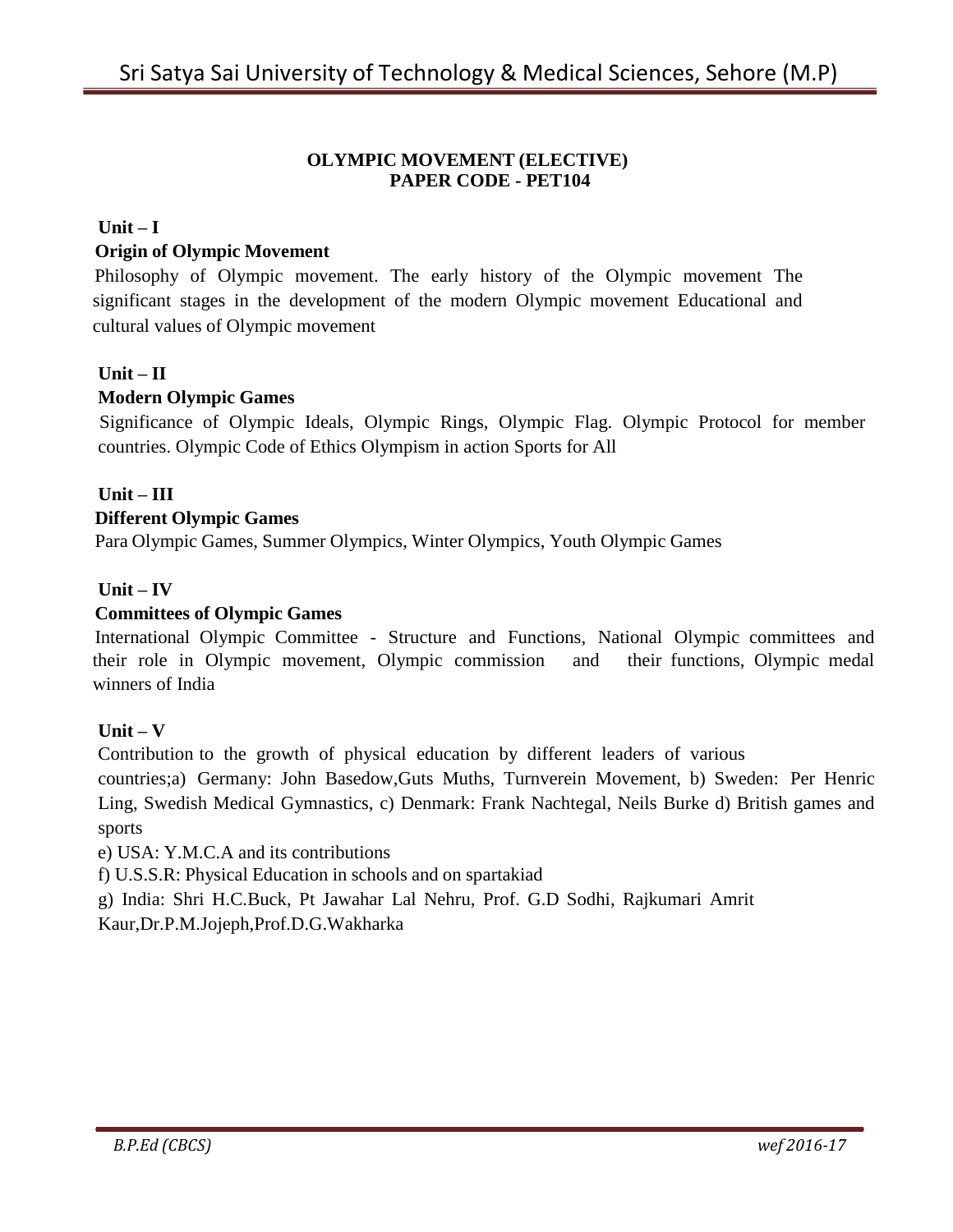## OLYMPIC MOVEMENT (ELECTIVE)
## PAPER CODE - PET104

### Unit – I

**Origin of Olympic Movement**

Philosophy of Olympic movement. The early history of the Olympic movement The significant stages in the development of the modern Olympic movement Educational and cultural values of Olympic movement

### Unit – II

**Modern Olympic Games**

Significance of Olympic Ideals, Olympic Rings, Olympic Flag. Olympic Protocol for member countries. Olympic Code of Ethics Olympism in action Sports for All

### Unit – III

**Different Olympic Games**

Para Olympic Games, Summer Olympics, Winter Olympics, Youth Olympic Games

### Unit – IV

**Committees of Olympic Games**

International Olympic Committee - Structure and Functions, National Olympic committees and their role in Olympic movement, Olympic commission and their functions, Olympic medal winners of India

### Unit – V

Contribution to the growth of physical education by different leaders of various countries;a) Germany: John Basedow,Guts Muths, Turnverein Movement, b) Sweden: Per Henric Ling, Swedish Medical Gymnastics, c) Denmark: Frank Nachtegal, Neils Burke d) British games and sports

e) USA: Y.M.C.A and its contributions

f) U.S.S.R: Physical Education in schools and on spartakiad

g) India: Shri H.C.Buck, Pt Jawahar Lal Nehru, Prof. G.D Sodhi, Rajkumari Amrit Kaur,Dr.P.M.Jojeph,Prof.D.G.Wakharka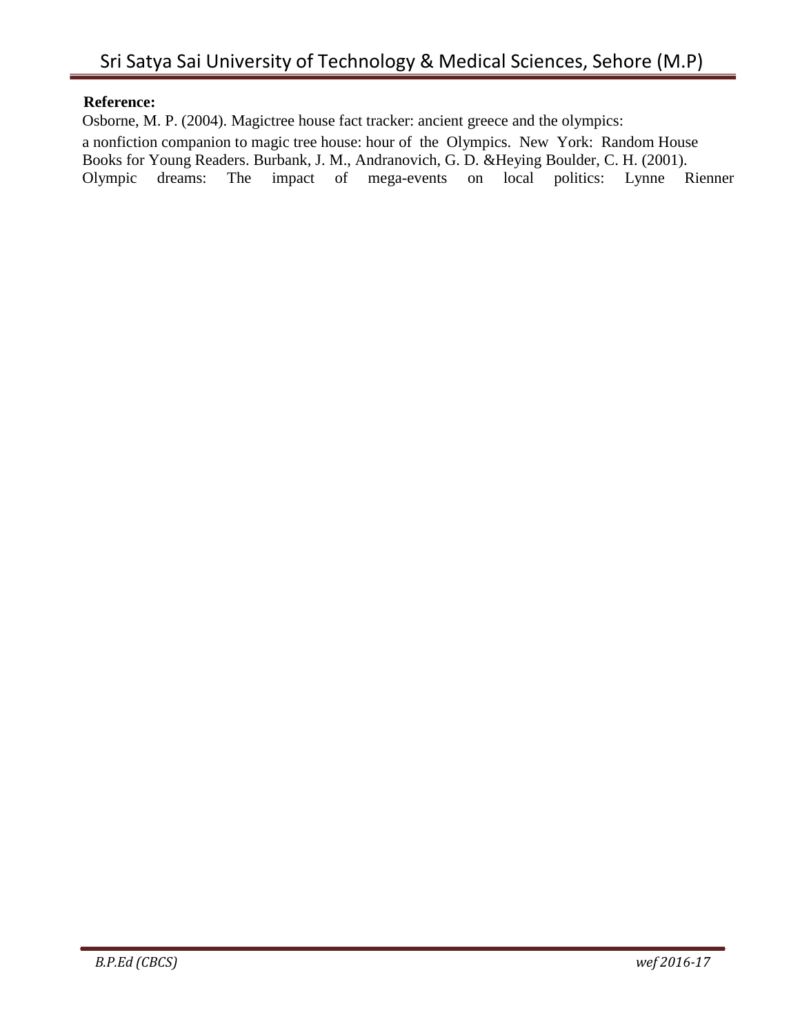**Reference:**

Osborne, M. P. (2004). Magictree house fact tracker: ancient greece and the olympics: a nonfiction companion to magic tree house: hour of the Olympics. New York: Random House Books for Young Readers. Burbank, J. M., Andranovich, G. D. &Heying Boulder, C. H. (2001). Olympic dreams: The impact of mega-events on local politics: Lynne Rienner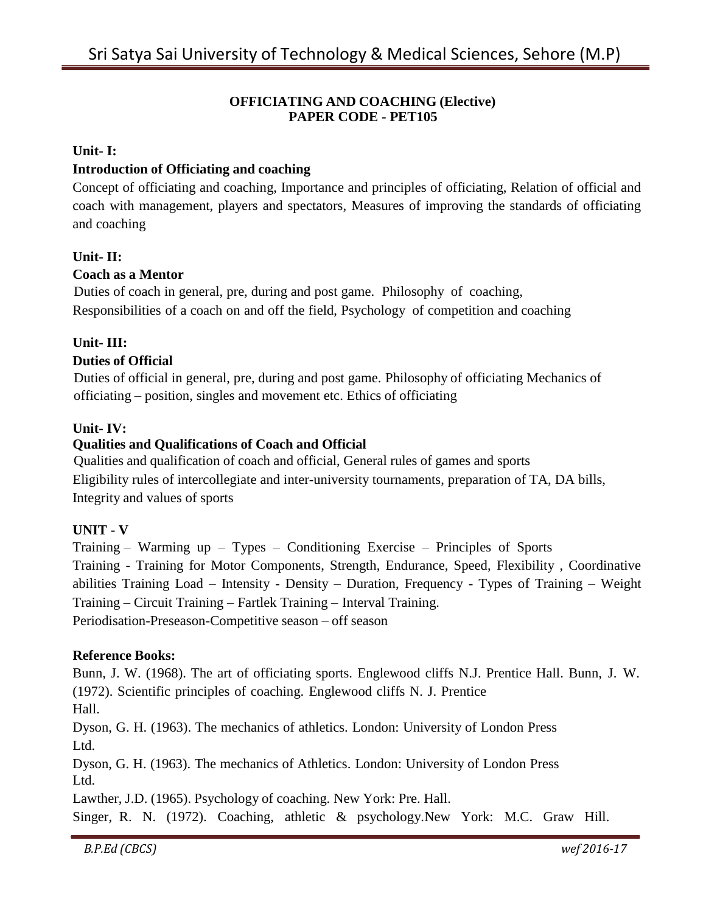**OFFICIATING AND COACHING (Elective)**
**PAPER CODE - PET105**

**Unit- I:**

**Introduction of Officiating and coaching**

Concept of officiating and coaching, Importance and principles of officiating, Relation of official and coach with management, players and spectators, Measures of improving the standards of officiating and coaching

**Unit- II:**

**Coach as a Mentor**

Duties of coach in general, pre, during and post game. Philosophy of coaching, Responsibilities of a coach on and off the field, Psychology of competition and coaching

**Unit- III:**

**Duties of Official**

Duties of official in general, pre, during and post game. Philosophy of officiating Mechanics of officiating – position, singles and movement etc. Ethics of officiating

**Unit- IV:**

**Qualities and Qualifications of Coach and Official**

Qualities and qualification of coach and official, General rules of games and sports
Eligibility rules of intercollegiate and inter-university tournaments, preparation of TA, DA bills, Integrity and values of sports

**UNIT - V**

Training – Warming up – Types – Conditioning Exercise – Principles of Sports Training - Training for Motor Components, Strength, Endurance, Speed, Flexibility , Coordinative abilities Training Load – Intensity - Density – Duration, Frequency - Types of Training – Weight Training – Circuit Training – Fartlek Training – Interval Training.
Periodisation-Preseason-Competitive season – off season

**Reference Books:**

Bunn, J. W. (1968). The art of officiating sports. Englewood cliffs N.J. Prentice Hall. Bunn, J. W. (1972). Scientific principles of coaching. Englewood cliffs N. J. Prentice Hall.

Dyson, G. H. (1963). The mechanics of athletics. London: University of London Press Ltd.

Dyson, G. H. (1963). The mechanics of Athletics. London: University of London Press Ltd.

Lawther, J.D. (1965). Psychology of coaching. New York: Pre. Hall.

Singer, R. N. (1972). Coaching, athletic & psychology.New York: M.C. Graw Hill.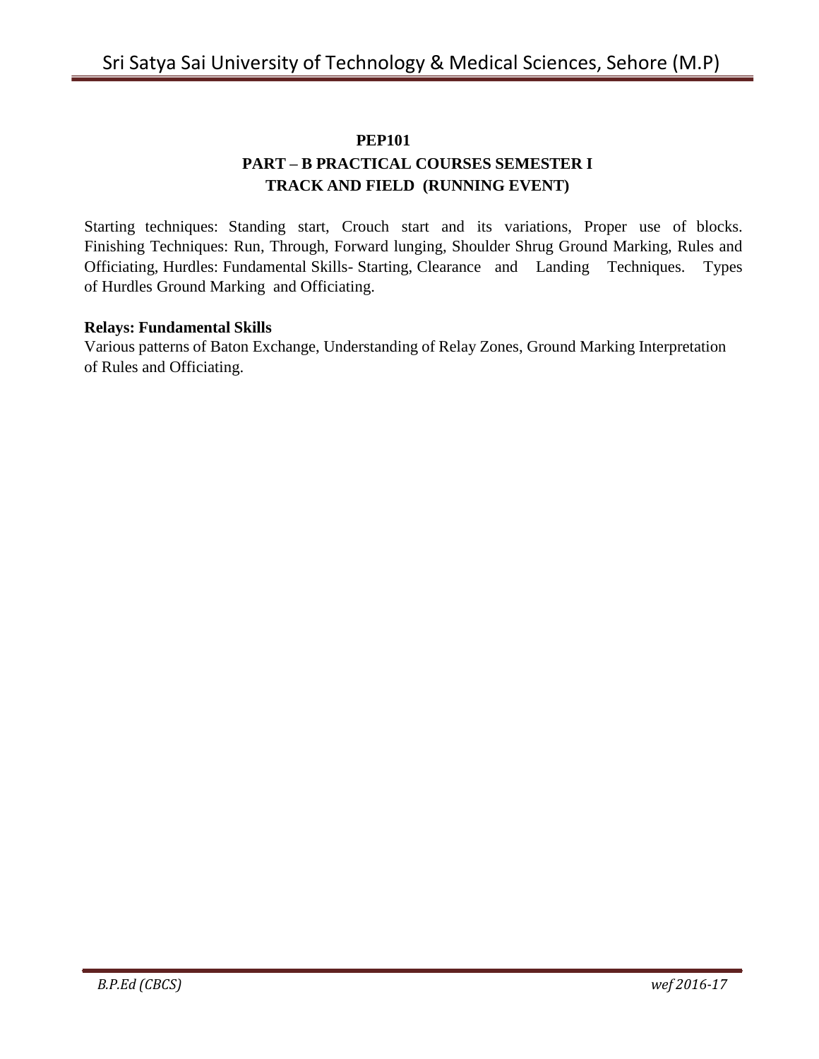**PEP101**

**PART – B PRACTICAL COURSES SEMESTER I**

**TRACK AND FIELD (RUNNING EVENT)**

Starting techniques: Standing start, Crouch start and its variations, Proper use of blocks. Finishing Techniques: Run, Through, Forward lunging, Shoulder Shrug Ground Marking, Rules and Officiating, Hurdles: Fundamental Skills- Starting, Clearance and Landing Techniques. Types of Hurdles Ground Marking and Officiating.

**Relays: Fundamental Skills**

Various patterns of Baton Exchange, Understanding of Relay Zones, Ground Marking Interpretation of Rules and Officiating.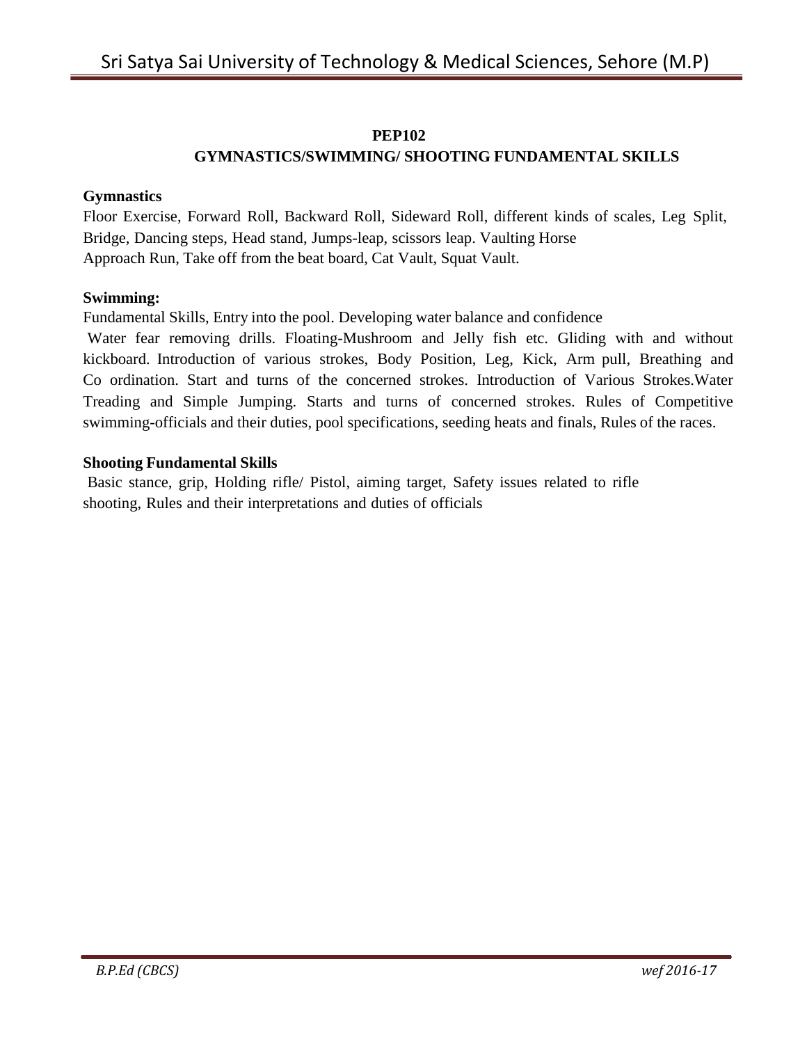## PEP102

## GYMNASTICS/SWIMMING/ SHOOTING FUNDAMENTAL SKILLS

**Gymnastics**

Floor Exercise, Forward Roll, Backward Roll, Sideward Roll, different kinds of scales, Leg Split, Bridge, Dancing steps, Head stand, Jumps-leap, scissors leap. Vaulting Horse
Approach Run, Take off from the beat board, Cat Vault, Squat Vault.

**Swimming:**

Fundamental Skills, Entry into the pool. Developing water balance and confidence
Water fear removing drills. Floating-Mushroom and Jelly fish etc. Gliding with and without kickboard. Introduction of various strokes, Body Position, Leg, Kick, Arm pull, Breathing and Co ordination. Start and turns of the concerned strokes. Introduction of Various Strokes.Water Treading and Simple Jumping. Starts and turns of concerned strokes. Rules of Competitive swimming-officials and their duties, pool specifications, seeding heats and finals, Rules of the races.

**Shooting Fundamental Skills**

Basic stance, grip, Holding rifle/ Pistol, aiming target, Safety issues related to rifle shooting, Rules and their interpretations and duties of officials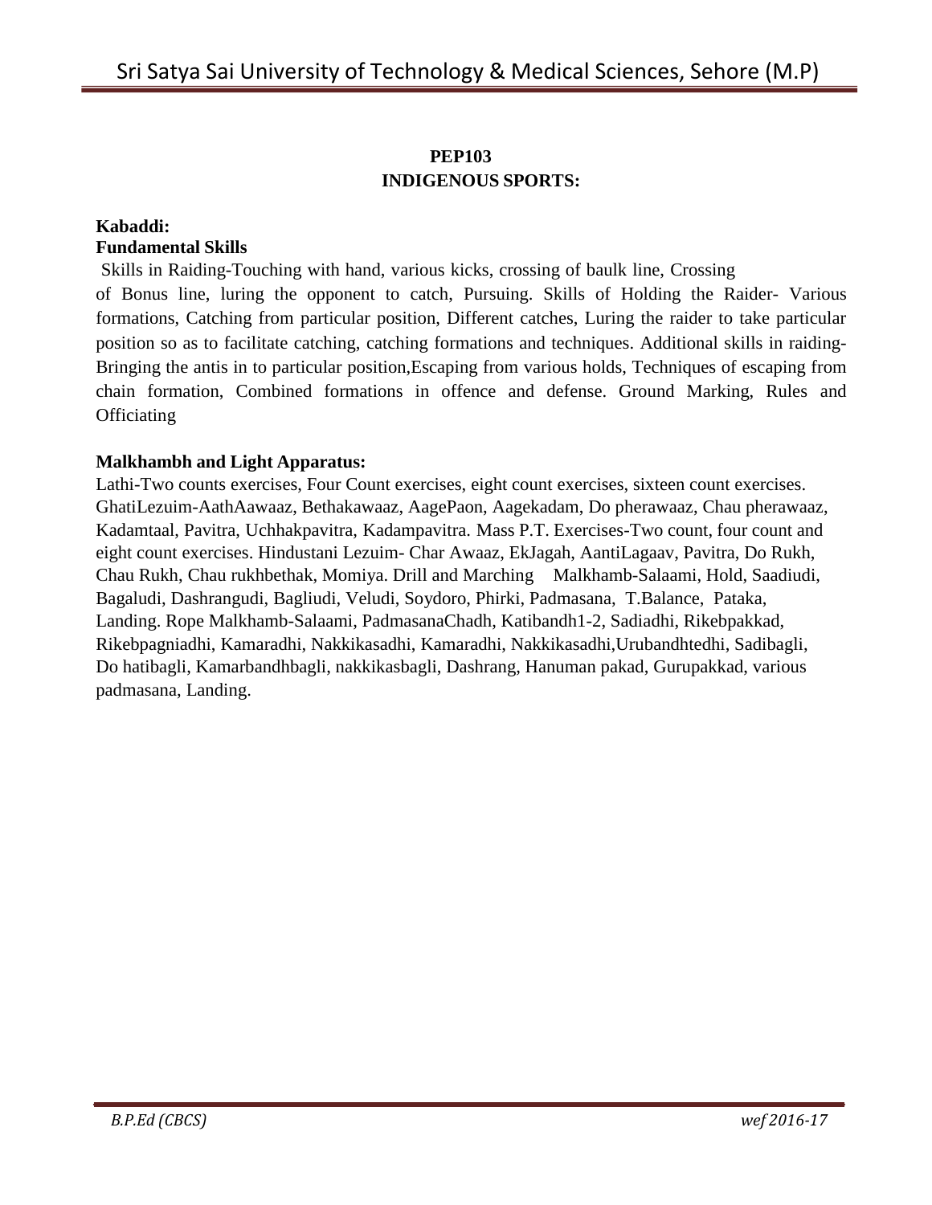**PEP103**

**INDIGENOUS SPORTS:**

**Kabaddi:**

**Fundamental Skills**

Skills in Raiding-Touching with hand, various kicks, crossing of baulk line, Crossing of Bonus line, luring the opponent to catch, Pursuing. Skills of Holding the Raider- Various formations, Catching from particular position, Different catches, Luring the raider to take particular position so as to facilitate catching, catching formations and techniques. Additional skills in raiding-Bringing the antis in to particular position,Escaping from various holds, Techniques of escaping from chain formation, Combined formations in offence and defense. Ground Marking, Rules and Officiating

**Malkhambh and Light Apparatus:**

Lathi-Two counts exercises, Four Count exercises, eight count exercises, sixteen count exercises. GhatiLezuim-AathAawaaz, Bethakawaaz, AagePaon, Aagekadam, Do pherawaaz, Chau pherawaaz, Kadamtaal, Pavitra, Uchhakpavitra, Kadampavitra. Mass P.T. Exercises-Two count, four count and eight count exercises. Hindustani Lezuim- Char Awaaz, EkJagah, AantiLagaav, Pavitra, Do Rukh, Chau Rukh, Chau rukhbethak, Momiya. Drill and Marching Malkhamb-Salaami, Hold, Saadiudi, Bagaludi, Dashrangudi, Bagliudi, Veludi, Soydoro, Phirki, Padmasana, T.Balance, Pataka, Landing. Rope Malkhamb-Salaami, PadmasanaChadh, Katibandh1-2, Sadiadhi, Rikebpakkad, Rikebpagniadhi, Kamaradhi, Nakkikasadhi, Kamaradhi, Nakkikasadhi,Urubandhtedhi, Sadibagli, Do hatibagli, Kamarbandhbagli, nakkikasbagli, Dashrang, Hanuman pakad, Gurupakkad, various padmasana, Landing.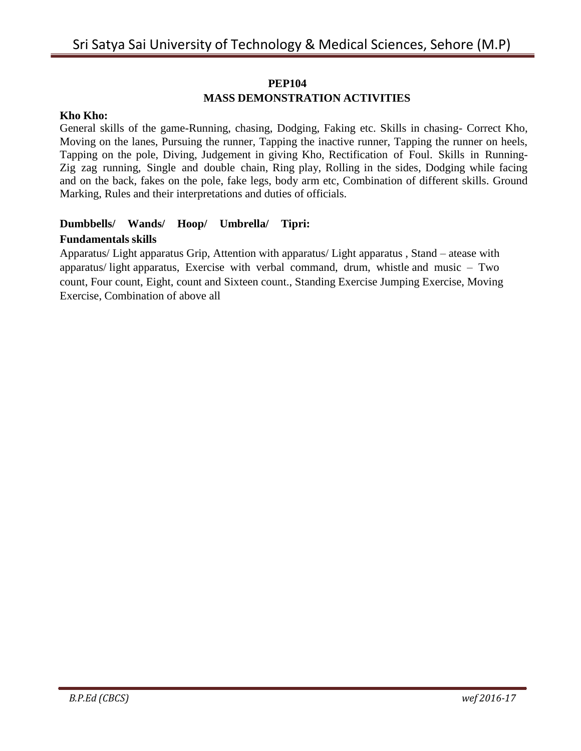## PEP104
## MASS DEMONSTRATION ACTIVITIES

**Kho Kho:**

General skills of the game-Running, chasing, Dodging, Faking etc. Skills in chasing- Correct Kho, Moving on the lanes, Pursuing the runner, Tapping the inactive runner, Tapping the runner on heels, Tapping on the pole, Diving, Judgement in giving Kho, Rectification of Foul. Skills in Running- Zig zag running, Single and double chain, Ring play, Rolling in the sides, Dodging while facing and on the back, fakes on the pole, fake legs, body arm etc, Combination of different skills. Ground Marking, Rules and their interpretations and duties of officials.

**Dumbbells/ Wands/ Hoop/ Umbrella/ Tipri:**

**Fundamentals skills**

Apparatus/ Light apparatus Grip, Attention with apparatus/ Light apparatus , Stand – atease with apparatus/ light apparatus, Exercise with verbal command, drum, whistle and music – Two count, Four count, Eight, count and Sixteen count., Standing Exercise Jumping Exercise, Moving Exercise, Combination of above all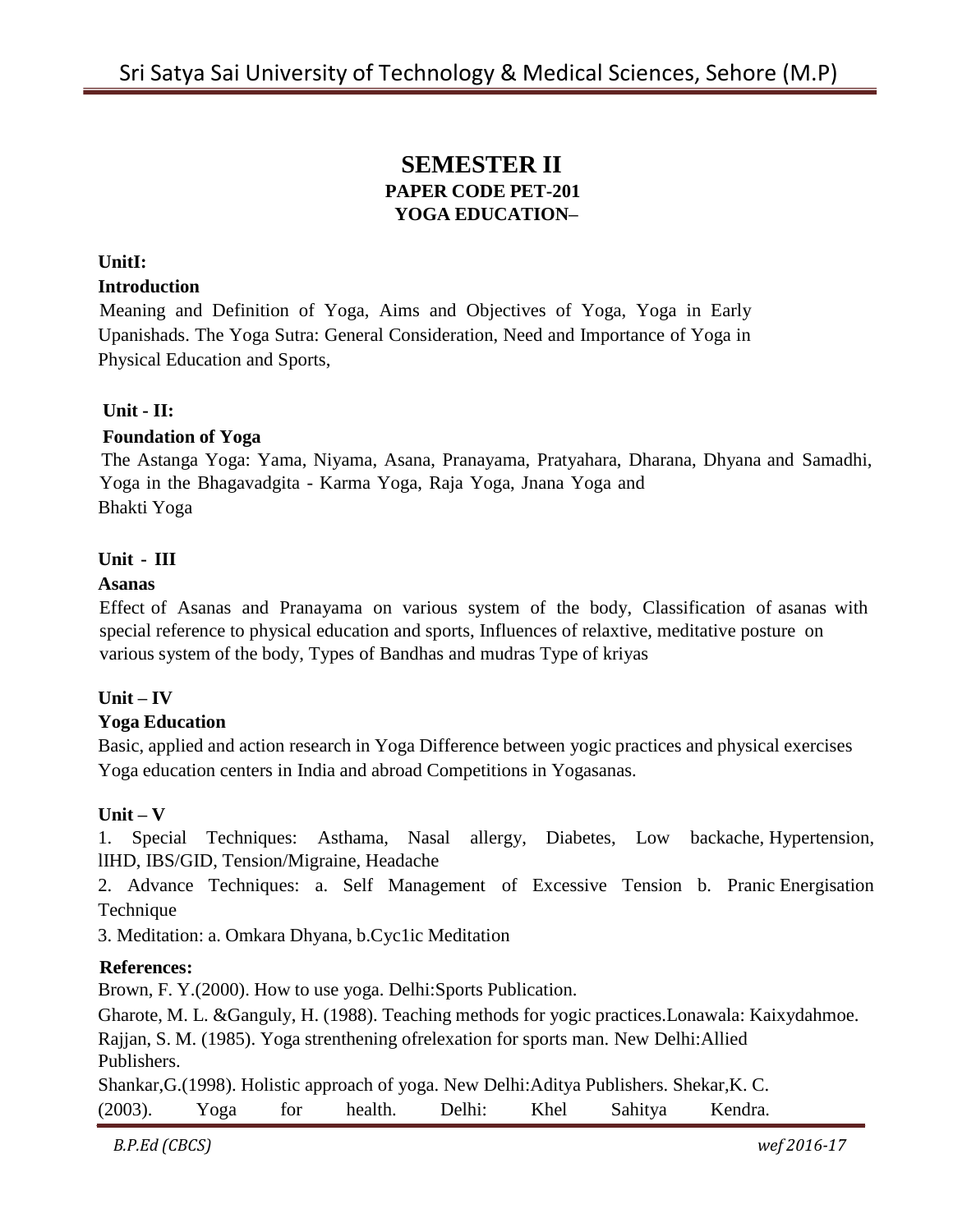# SEMESTER II

## PAPER CODE PET-201

## YOGA EDUCATION–

**UnitI:**

**Introduction**

Meaning and Definition of Yoga, Aims and Objectives of Yoga, Yoga in Early Upanishads. The Yoga Sutra: General Consideration, Need and Importance of Yoga in Physical Education and Sports,

**Unit - II:**

**Foundation of Yoga**

The Astanga Yoga: Yama, Niyama, Asana, Pranayama, Pratyahara, Dharana, Dhyana and Samadhi, Yoga in the Bhagavadgita - Karma Yoga, Raja Yoga, Jnana Yoga and Bhakti Yoga

**Unit - III**

**Asanas**

Effect of Asanas and Pranayama on various system of the body, Classification of asanas with special reference to physical education and sports, Influences of relaxtive, meditative posture on various system of the body, Types of Bandhas and mudras Type of kriyas

**Unit – IV**

**Yoga Education**

Basic, applied and action research in Yoga Difference between yogic practices and physical exercises Yoga education centers in India and abroad Competitions in Yogasanas.

**Unit – V**

1. Special Techniques: Asthama, Nasal allergy, Diabetes, Low backache, Hypertension, lIHD, IBS/GID, Tension/Migraine, Headache
2. Advance Techniques: a. Self Management of Excessive Tension b. Pranic Energisation Technique
3. Meditation: a. Omkara Dhyana, b.Cyc1ic Meditation

**References:**

Brown, F. Y.(2000). How to use yoga. Delhi:Sports Publication.

Gharote, M. L. &Ganguly, H. (1988). Teaching methods for yogic practices.Lonawala: Kaixydahmoe.

Rajjan, S. M. (1985). Yoga strenthening ofrelexation for sports man. New Delhi:Allied Publishers.

Shankar,G.(1998). Holistic approach of yoga. New Delhi:Aditya Publishers. Shekar,K. C. (2003). Yoga for health. Delhi: Khel Sahitya Kendra.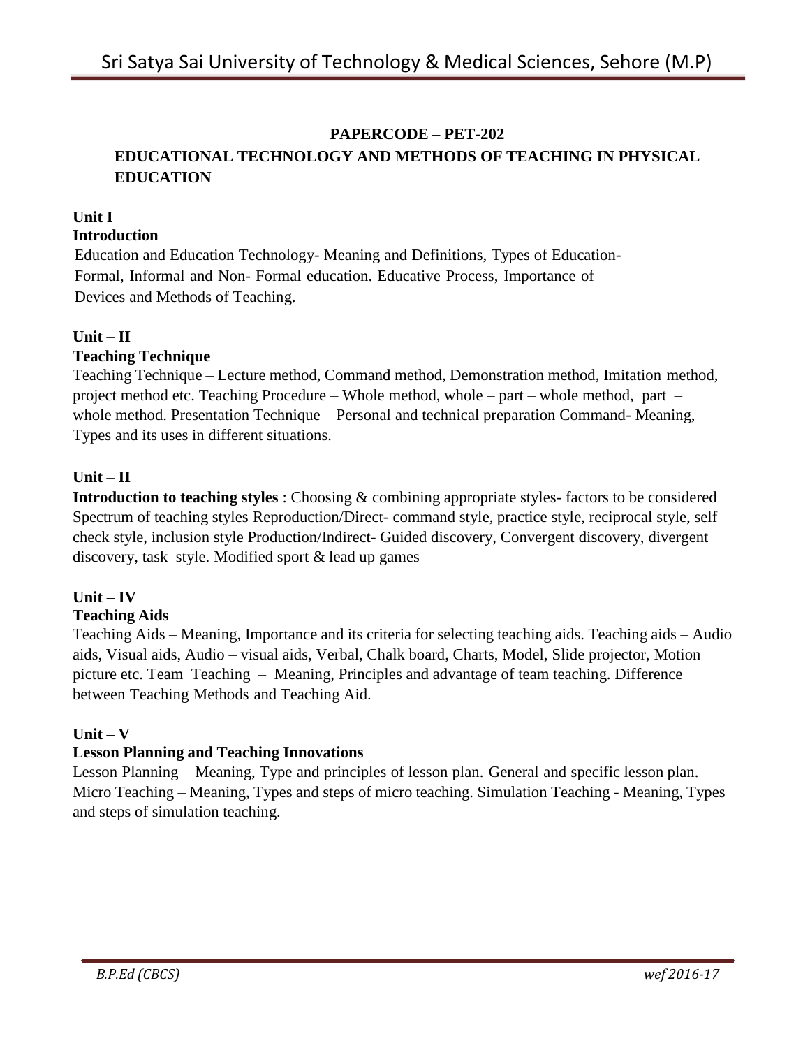**PAPERCODE – PET-202**

**EDUCATIONAL TECHNOLOGY AND METHODS OF TEACHING IN PHYSICAL EDUCATION**

**Unit I**

**Introduction**

Education and Education Technology- Meaning and Definitions, Types of Education- Formal, Informal and Non- Formal education. Educative Process, Importance of Devices and Methods of Teaching.

**Unit – II**

**Teaching Technique**

Teaching Technique – Lecture method, Command method, Demonstration method, Imitation method, project method etc. Teaching Procedure – Whole method, whole – part – whole method, part – whole method. Presentation Technique – Personal and technical preparation Command- Meaning, Types and its uses in different situations.

**Unit – II**

**Introduction to teaching styles** : Choosing & combining appropriate styles- factors to be considered Spectrum of teaching styles Reproduction/Direct- command style, practice style, reciprocal style, self check style, inclusion style Production/Indirect- Guided discovery, Convergent discovery, divergent discovery, task style. Modified sport & lead up games

**Unit – IV**

**Teaching Aids**

Teaching Aids – Meaning, Importance and its criteria for selecting teaching aids. Teaching aids – Audio aids, Visual aids, Audio – visual aids, Verbal, Chalk board, Charts, Model, Slide projector, Motion picture etc. Team Teaching – Meaning, Principles and advantage of team teaching. Difference between Teaching Methods and Teaching Aid.

**Unit – V**

**Lesson Planning and Teaching Innovations**

Lesson Planning – Meaning, Type and principles of lesson plan. General and specific lesson plan. Micro Teaching – Meaning, Types and steps of micro teaching. Simulation Teaching - Meaning, Types and steps of simulation teaching.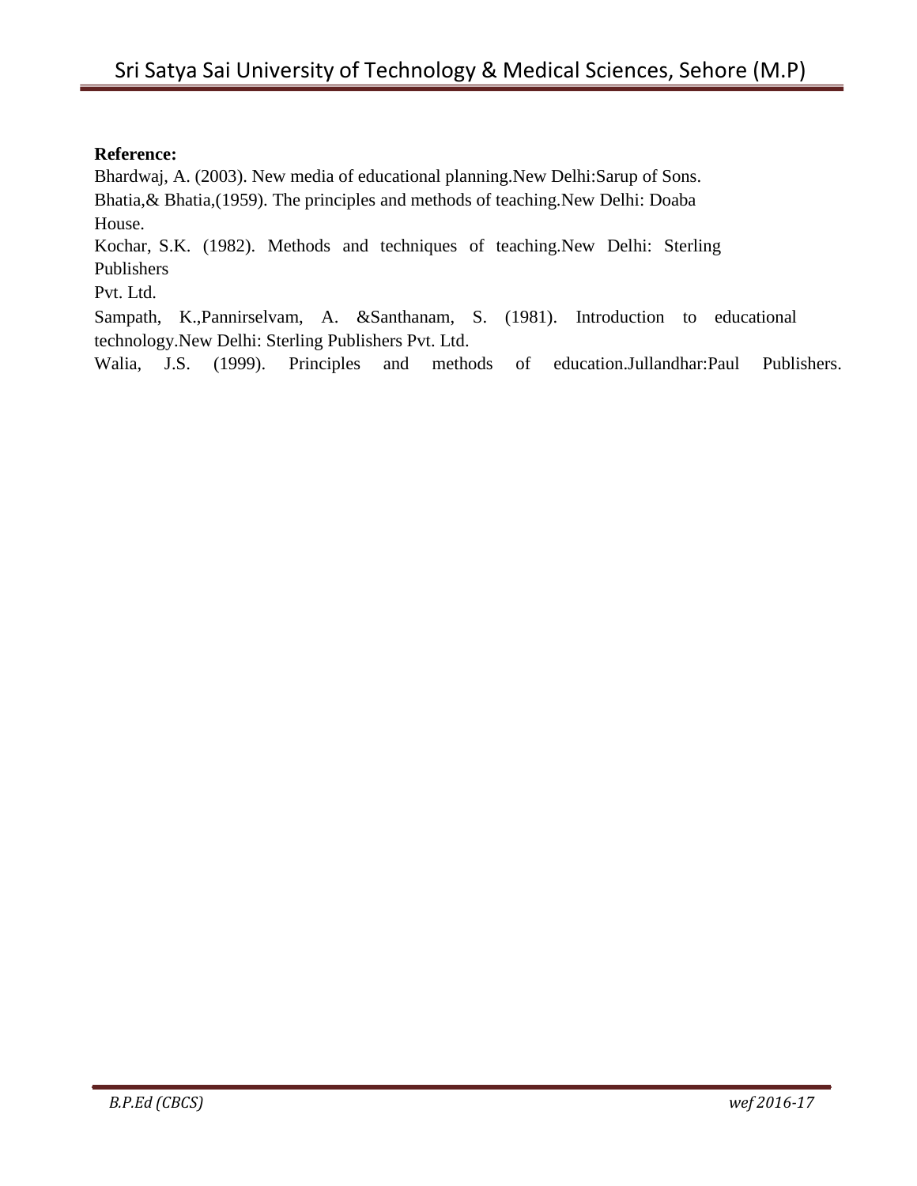**Reference:**

Bhardwaj, A. (2003). New media of educational planning.New Delhi:Sarup of Sons.

Bhatia,& Bhatia,(1959). The principles and methods of teaching.New Delhi: Doaba House.

Kochar, S.K. (1982). Methods and techniques of teaching.New Delhi: Sterling Publishers Pvt. Ltd.

Sampath, K.,Pannirselvam, A. &Santhanam, S. (1981). Introduction to educational technology.New Delhi: Sterling Publishers Pvt. Ltd.

Walia, J.S. (1999). Principles and methods of education.Jullandhar:Paul Publishers.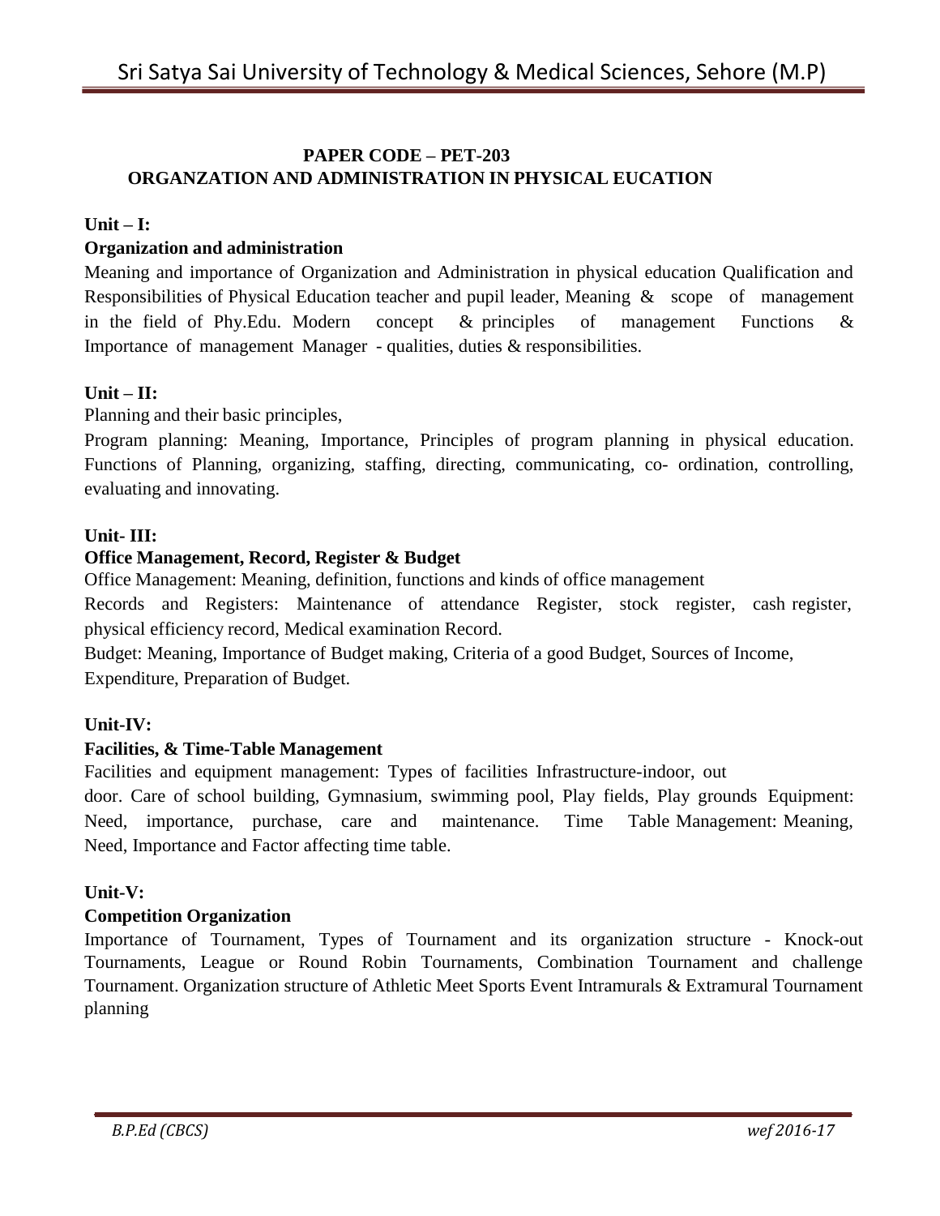## PAPER CODE – PET-203

## ORGANZATION AND ADMINISTRATION IN PHYSICAL EUCATION

**Unit – I:**

**Organization and administration**

Meaning and importance of Organization and Administration in physical education Qualification and Responsibilities of Physical Education teacher and pupil leader, Meaning & scope of management in the field of Phy.Edu. Modern concept & principles of management Functions & Importance of management Manager - qualities, duties & responsibilities.

**Unit – II:**

Planning and their basic principles,

Program planning: Meaning, Importance, Principles of program planning in physical education. Functions of Planning, organizing, staffing, directing, communicating, co- ordination, controlling, evaluating and innovating.

**Unit- III:**

**Office Management, Record, Register & Budget**

Office Management: Meaning, definition, functions and kinds of office management

Records and Registers: Maintenance of attendance Register, stock register, cash register, physical efficiency record, Medical examination Record.

Budget: Meaning, Importance of Budget making, Criteria of a good Budget, Sources of Income, Expenditure, Preparation of Budget.

**Unit-IV:**

**Facilities, & Time-Table Management**

Facilities and equipment management: Types of facilities Infrastructure-indoor, out door. Care of school building, Gymnasium, swimming pool, Play fields, Play grounds Equipment: Need, importance, purchase, care and maintenance. Time Table Management: Meaning, Need, Importance and Factor affecting time table.

**Unit-V:**

**Competition Organization**

Importance of Tournament, Types of Tournament and its organization structure - Knock-out Tournaments, League or Round Robin Tournaments, Combination Tournament and challenge Tournament. Organization structure of Athletic Meet Sports Event Intramurals & Extramural Tournament planning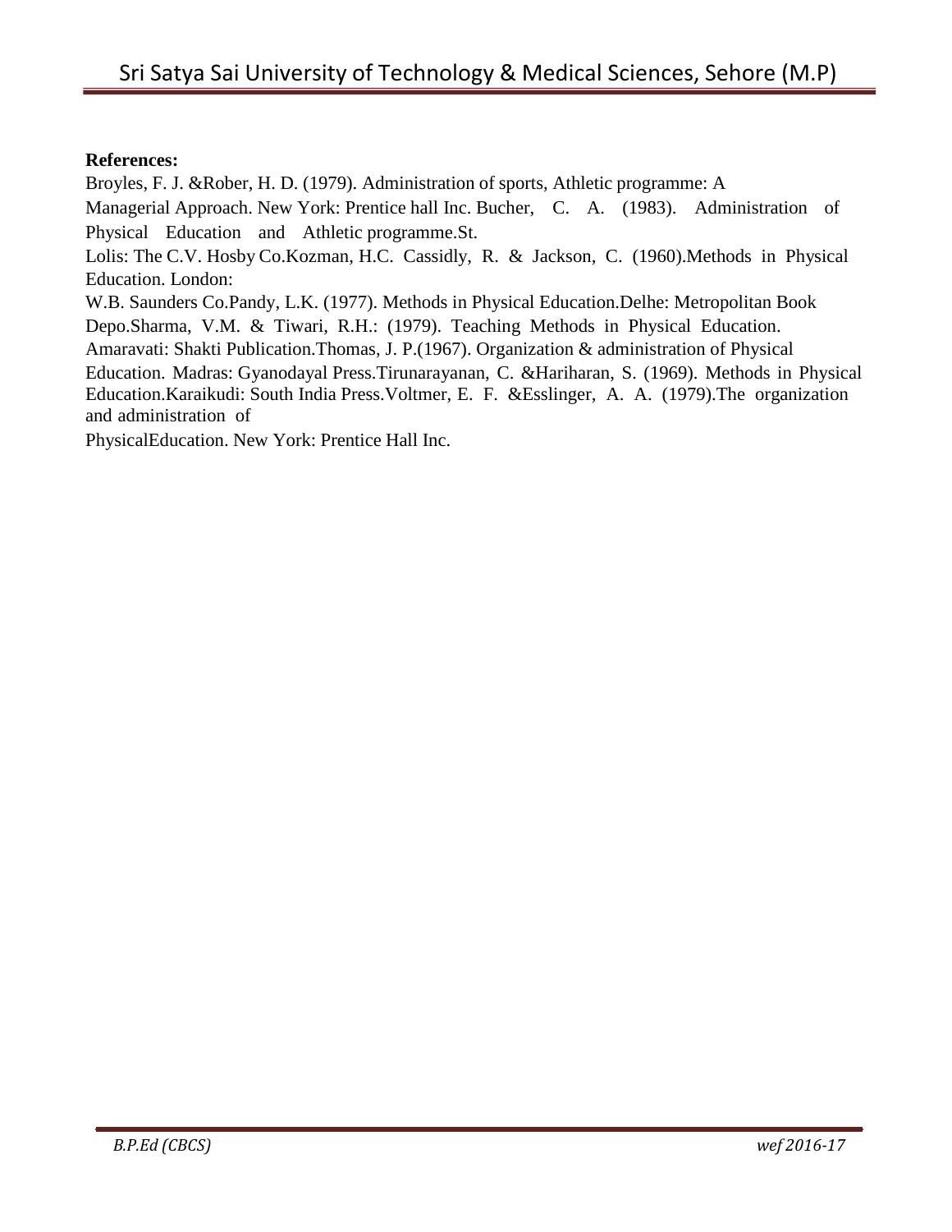**References:**

Broyles, F. J. &Rober, H. D. (1979). Administration of sports, Athletic programme: A Managerial Approach. New York: Prentice hall Inc. Bucher, C. A. (1983). Administration of Physical Education and Athletic programme.St. Lolis: The C.V. Hosby Co.Kozman, H.C. Cassidly, R. & Jackson, C. (1960).Methods in Physical Education. London: W.B. Saunders Co.Pandy, L.K. (1977). Methods in Physical Education.Delhe: Metropolitan Book Depo.Sharma, V.M. & Tiwari, R.H.: (1979). Teaching Methods in Physical Education. Amaravati: Shakti Publication.Thomas, J. P.(1967). Organization & administration of Physical Education. Madras: Gyanodayal Press.Tirunarayanan, C. &Hariharan, S. (1969). Methods in Physical Education.Karaikudi: South India Press.Voltmer, E. F. &Esslinger, A. A. (1979).The organization and administration of PhysicalEducation. New York: Prentice Hall Inc.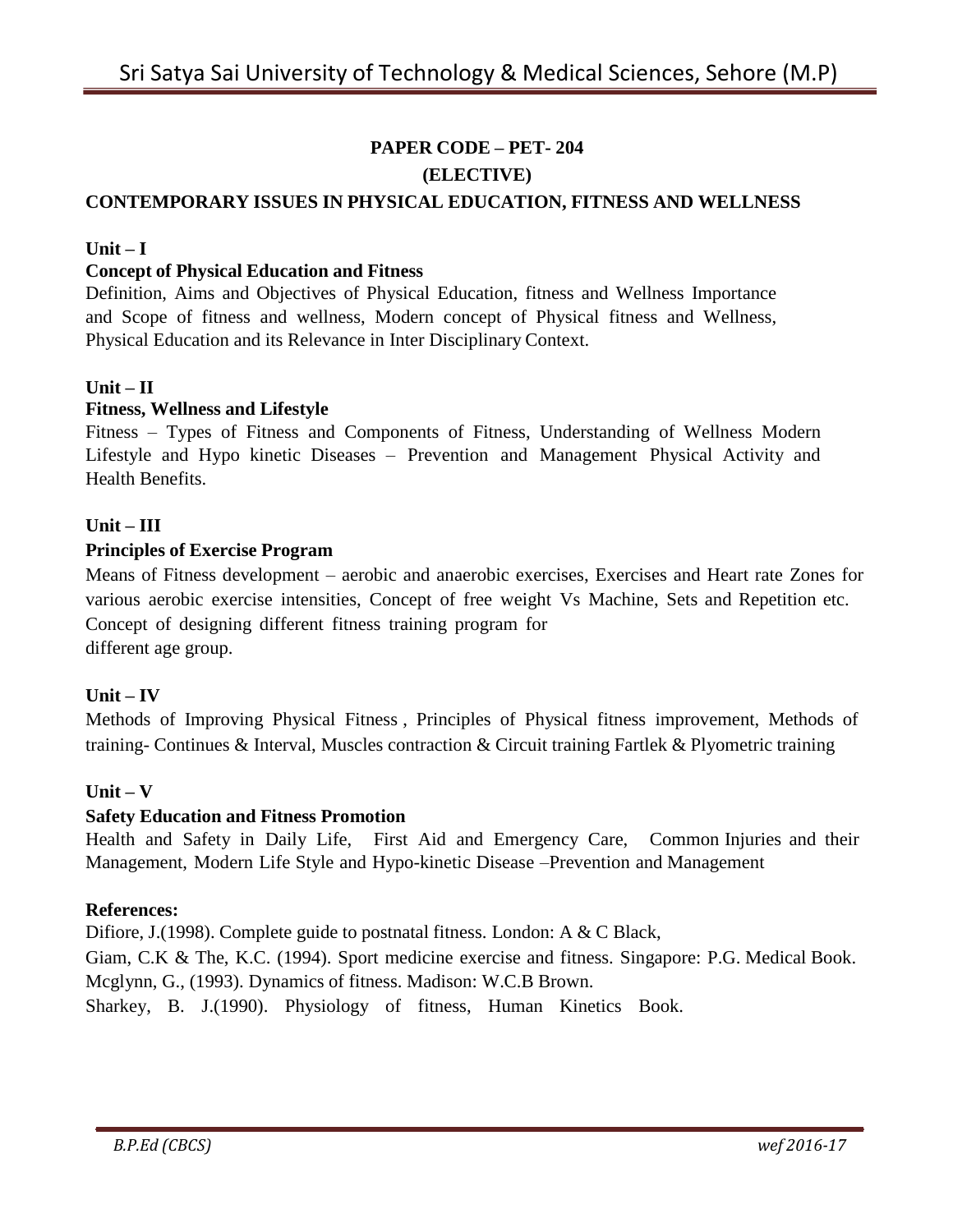## PAPER CODE – PET- 204

## (ELECTIVE)

## CONTEMPORARY ISSUES IN PHYSICAL EDUCATION, FITNESS AND WELLNESS

**Unit – I**

**Concept of Physical Education and Fitness**

Definition, Aims and Objectives of Physical Education, fitness and Wellness Importance and Scope of fitness and wellness, Modern concept of Physical fitness and Wellness, Physical Education and its Relevance in Inter Disciplinary Context.

**Unit – II**

**Fitness, Wellness and Lifestyle**

Fitness – Types of Fitness and Components of Fitness, Understanding of Wellness Modern Lifestyle and Hypo kinetic Diseases – Prevention and Management Physical Activity and Health Benefits.

**Unit – III**

**Principles of Exercise Program**

Means of Fitness development – aerobic and anaerobic exercises, Exercises and Heart rate Zones for various aerobic exercise intensities, Concept of free weight Vs Machine, Sets and Repetition etc. Concept of designing different fitness training program for different age group.

**Unit – IV**

Methods of Improving Physical Fitness , Principles of Physical fitness improvement, Methods of training- Continues & Interval, Muscles contraction & Circuit training Fartlek & Plyometric training

**Unit – V**

**Safety Education and Fitness Promotion**

Health and Safety in Daily Life, First Aid and Emergency Care, Common Injuries and their Management, Modern Life Style and Hypo-kinetic Disease –Prevention and Management

**References:**

Difiore, J.(1998). Complete guide to postnatal fitness. London: A & C Black,

Giam, C.K & The, K.C. (1994). Sport medicine exercise and fitness. Singapore: P.G. Medical Book.

Mcglynn, G., (1993). Dynamics of fitness. Madison: W.C.B Brown.

Sharkey, B. J.(1990). Physiology of fitness, Human Kinetics Book.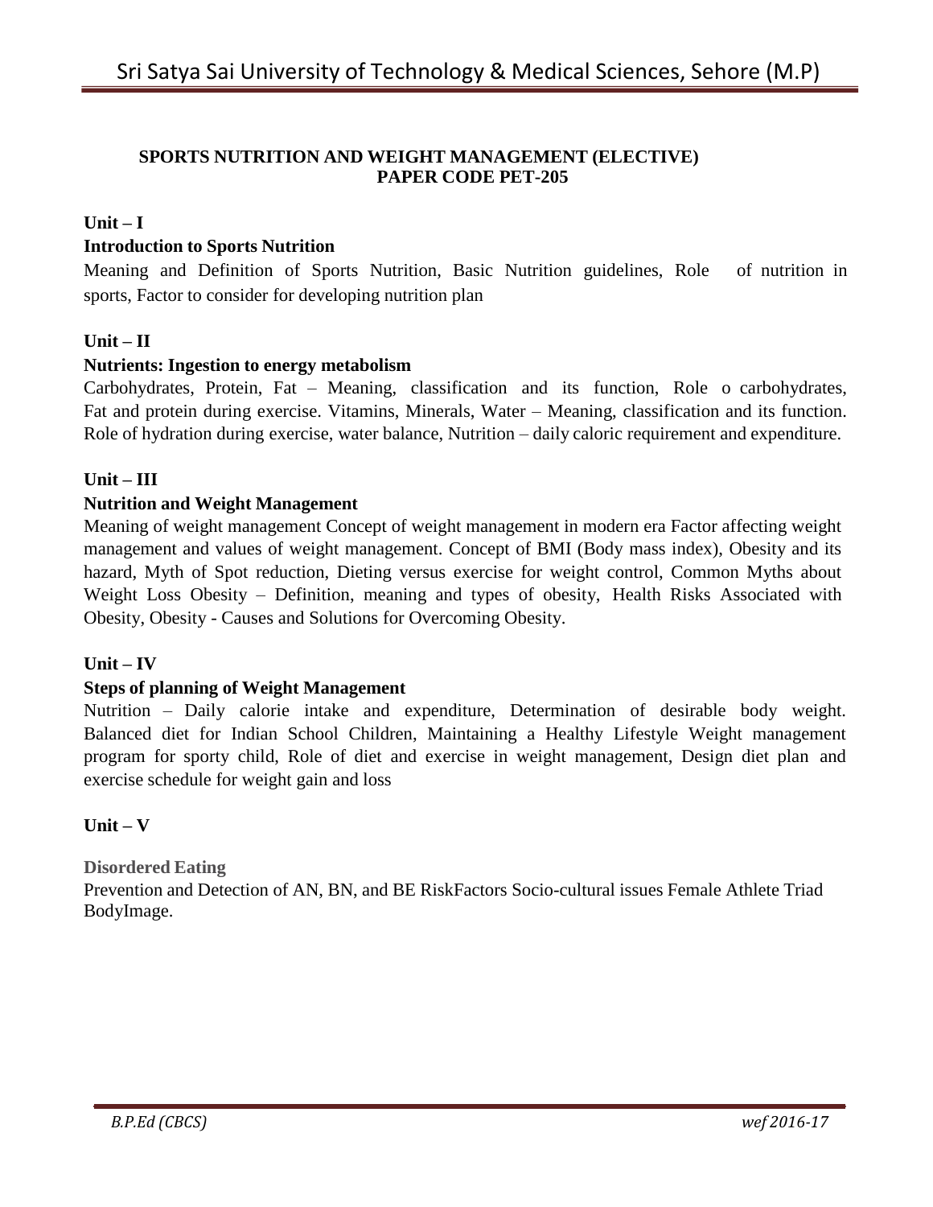## SPORTS NUTRITION AND WEIGHT MANAGEMENT (ELECTIVE)
## PAPER CODE PET-205

### Unit – I

**Introduction to Sports Nutrition**

Meaning and Definition of Sports Nutrition, Basic Nutrition guidelines, Role of nutrition in sports, Factor to consider for developing nutrition plan

### Unit – II

**Nutrients: Ingestion to energy metabolism**

Carbohydrates, Protein, Fat – Meaning, classification and its function, Role o carbohydrates, Fat and protein during exercise. Vitamins, Minerals, Water – Meaning, classification and its function. Role of hydration during exercise, water balance, Nutrition – daily caloric requirement and expenditure.

### Unit – III

**Nutrition and Weight Management**

Meaning of weight management Concept of weight management in modern era Factor affecting weight management and values of weight management. Concept of BMI (Body mass index), Obesity and its hazard, Myth of Spot reduction, Dieting versus exercise for weight control, Common Myths about Weight Loss Obesity – Definition, meaning and types of obesity, Health Risks Associated with Obesity, Obesity - Causes and Solutions for Overcoming Obesity.

### Unit – IV

**Steps of planning of Weight Management**

Nutrition – Daily calorie intake and expenditure, Determination of desirable body weight. Balanced diet for Indian School Children, Maintaining a Healthy Lifestyle Weight management program for sporty child, Role of diet and exercise in weight management, Design diet plan and exercise schedule for weight gain and loss

### Unit – V

**Disordered Eating**

Prevention and Detection of AN, BN, and BE RiskFactors Socio-cultural issues Female Athlete Triad BodyImage.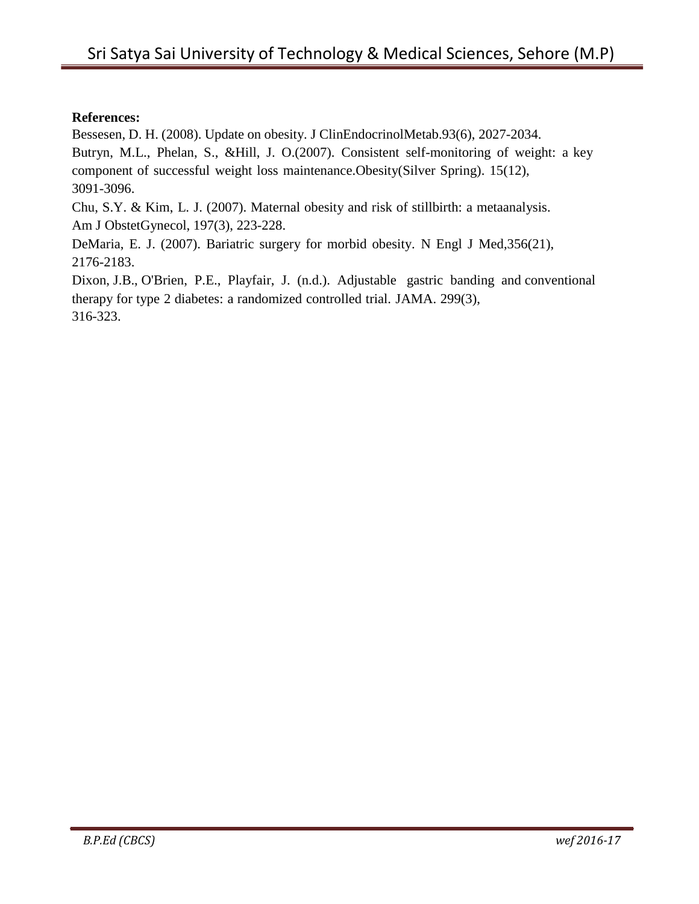**References:**

Bessesen, D. H. (2008). Update on obesity. J ClinEndocrinolMetab.93(6), 2027-2034.

Butryn, M.L., Phelan, S., &Hill, J. O.(2007). Consistent self-monitoring of weight: a key component of successful weight loss maintenance.Obesity(Silver Spring). 15(12), 3091-3096.

Chu, S.Y. & Kim, L. J. (2007). Maternal obesity and risk of stillbirth: a metaanalysis. Am J ObstetGynecol, 197(3), 223-228.

DeMaria, E. J. (2007). Bariatric surgery for morbid obesity. N Engl J Med,356(21), 2176-2183.

Dixon, J.B., O'Brien, P.E., Playfair, J. (n.d.). Adjustable gastric banding and conventional therapy for type 2 diabetes: a randomized controlled trial. JAMA. 299(3), 316-323.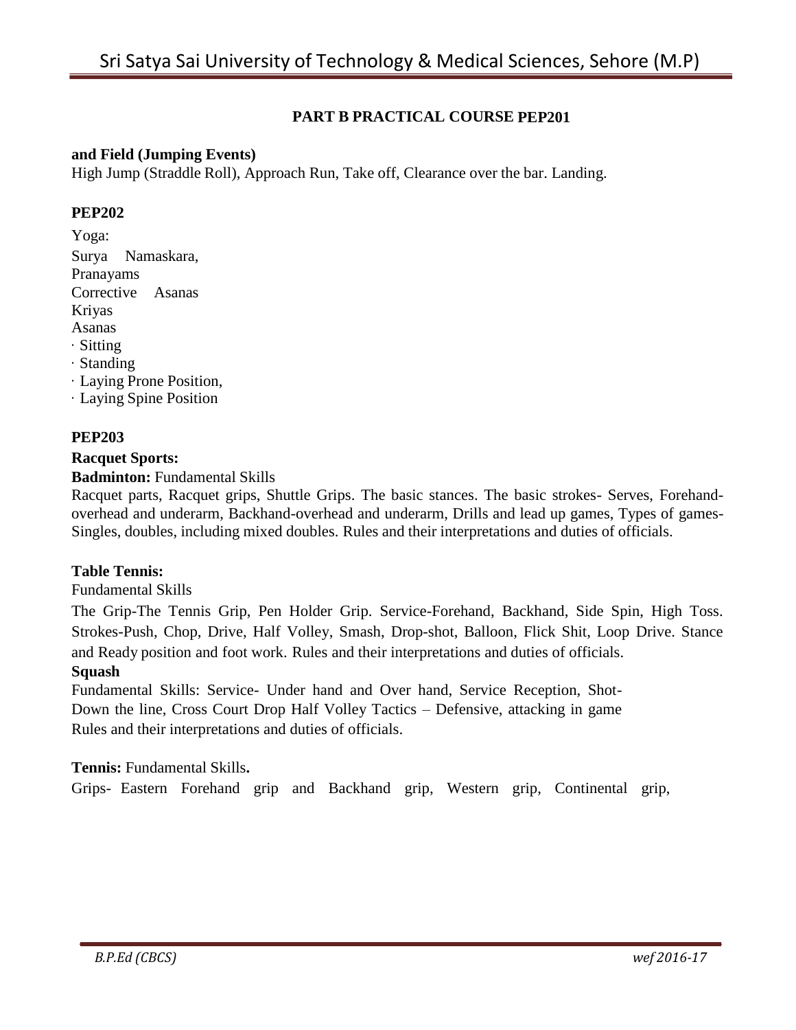## PART B PRACTICAL COURSE PEP201

**and Field (Jumping Events)**

High Jump (Straddle Roll), Approach Run, Take off, Clearance over the bar. Landing.

### PEP202

Yoga:

Surya Namaskara,
Pranayams
Corrective Asanas
Kriyas
Asanas

- Sitting
- Standing
- Laying Prone Position,
- Laying Spine Position

### PEP203

**Racquet Sports:**

**Badminton:** Fundamental Skills

Racquet parts, Racquet grips, Shuttle Grips. The basic stances. The basic strokes- Serves, Forehand- overhead and underarm, Backhand-overhead and underarm, Drills and lead up games, Types of games- Singles, doubles, including mixed doubles. Rules and their interpretations and duties of officials.

**Table Tennis:**

Fundamental Skills

The Grip-The Tennis Grip, Pen Holder Grip. Service-Forehand, Backhand, Side Spin, High Toss. Strokes-Push, Chop, Drive, Half Volley, Smash, Drop-shot, Balloon, Flick Shit, Loop Drive. Stance and Ready position and foot work. Rules and their interpretations and duties of officials.

**Squash**

Fundamental Skills: Service- Under hand and Over hand, Service Reception, Shot- Down the line, Cross Court Drop Half Volley Tactics – Defensive, attacking in game Rules and their interpretations and duties of officials.

**Tennis:** Fundamental Skills**.**

Grips- Eastern Forehand grip and Backhand grip, Western grip, Continental grip,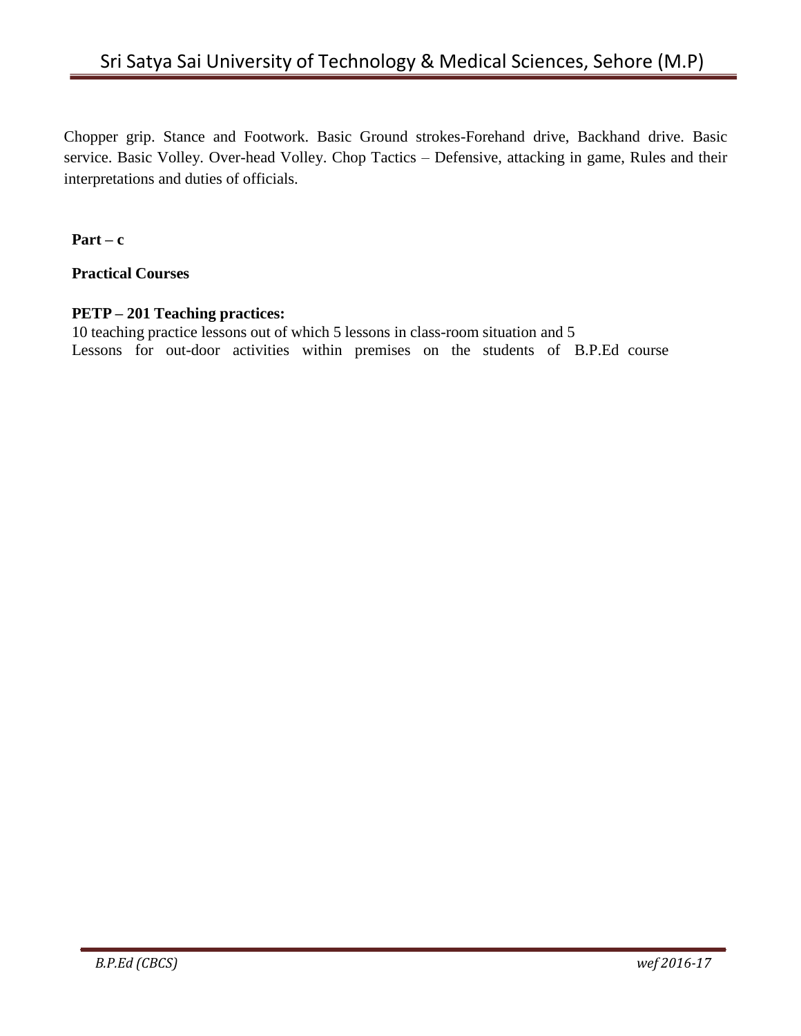Chopper grip. Stance and Footwork. Basic Ground strokes-Forehand drive, Backhand drive. Basic service. Basic Volley. Over-head Volley. Chop Tactics – Defensive, attacking in game, Rules and their interpretations and duties of officials.

**Part – c**

**Practical Courses**

**PETP – 201 Teaching practices:**

10 teaching practice lessons out of which 5 lessons in class-room situation and 5 Lessons for out-door activities within premises on the students of B.P.Ed course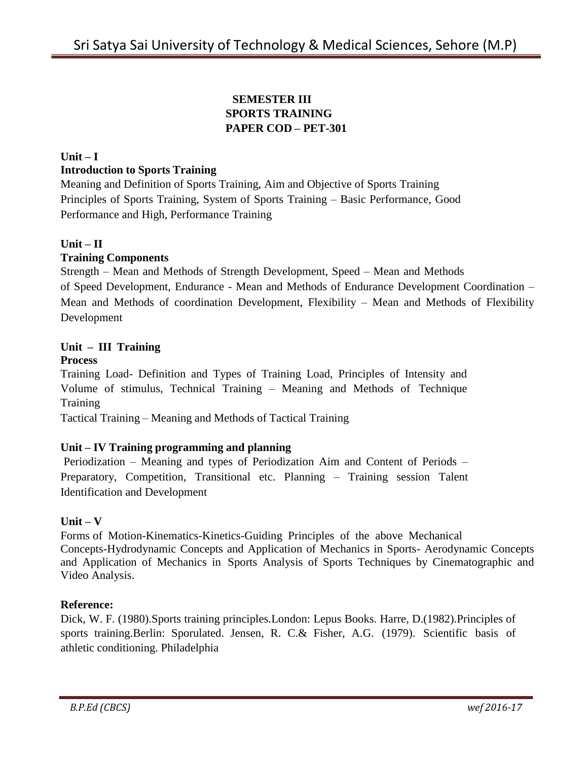# SEMESTER III
## SPORTS TRAINING
## PAPER COD – PET-301

**Unit – I**

**Introduction to Sports Training**

Meaning and Definition of Sports Training, Aim and Objective of Sports Training Principles of Sports Training, System of Sports Training – Basic Performance, Good Performance and High, Performance Training

**Unit – II**

**Training Components**

Strength – Mean and Methods of Strength Development, Speed – Mean and Methods of Speed Development, Endurance - Mean and Methods of Endurance Development Coordination – Mean and Methods of coordination Development, Flexibility – Mean and Methods of Flexibility Development

**Unit – III Training Process**

Training Load- Definition and Types of Training Load, Principles of Intensity and Volume of stimulus, Technical Training – Meaning and Methods of Technique Training

Tactical Training – Meaning and Methods of Tactical Training

**Unit – IV Training programming and planning**

Periodization – Meaning and types of Periodization Aim and Content of Periods – Preparatory, Competition, Transitional etc. Planning – Training session Talent Identification and Development

**Unit – V**

Forms of Motion-Kinematics-Kinetics-Guiding Principles of the above Mechanical Concepts-Hydrodynamic Concepts and Application of Mechanics in Sports- Aerodynamic Concepts and Application of Mechanics in Sports Analysis of Sports Techniques by Cinematographic and Video Analysis.

**Reference:**

Dick, W. F. (1980).Sports training principles.London: Lepus Books. Harre, D.(1982).Principles of sports training.Berlin: Sporulated. Jensen, R. C.& Fisher, A.G. (1979). Scientific basis of athletic conditioning. Philadelphia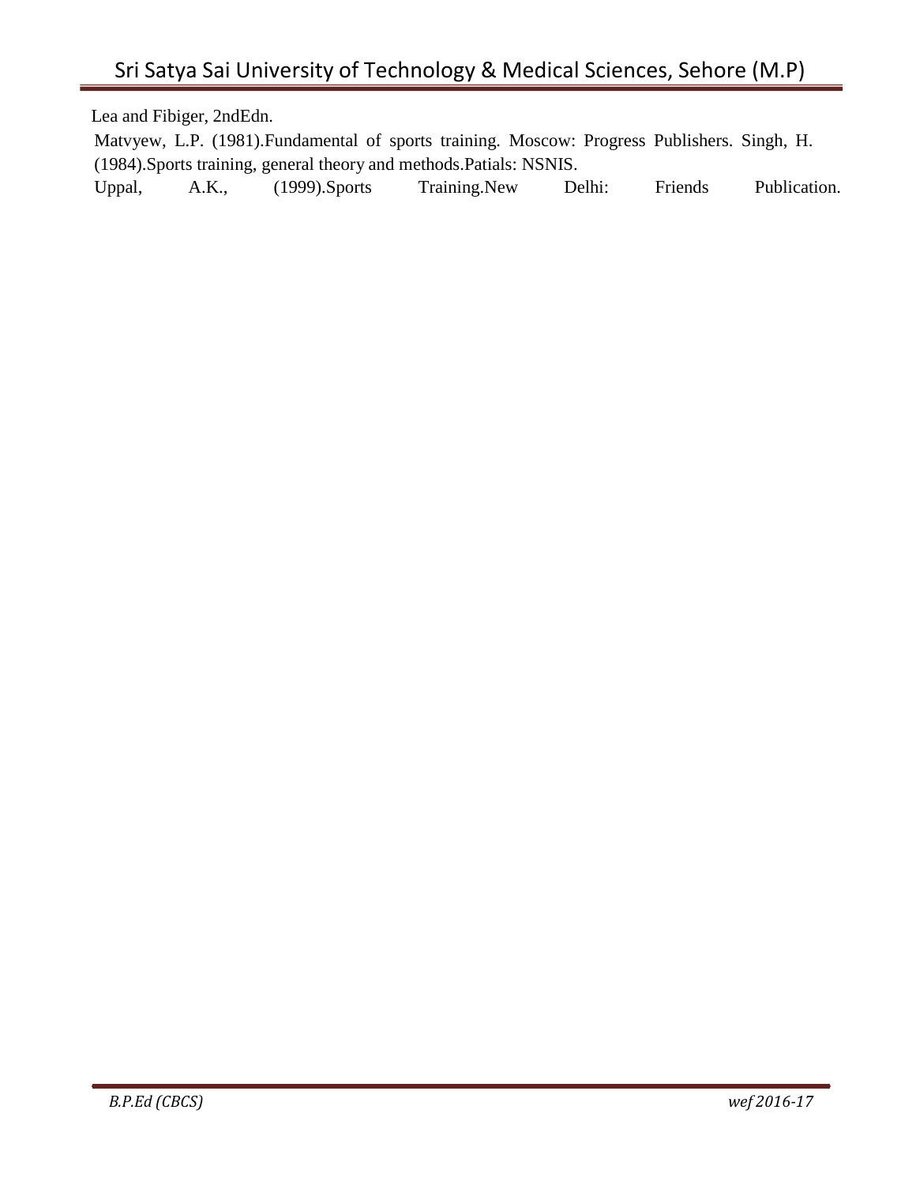Lea and Fibiger, 2ndEdn.

Matvyew, L.P. (1981).Fundamental of sports training. Moscow: Progress Publishers. Singh, H. (1984).Sports training, general theory and methods.Patials: NSNIS.

Uppal, A.K., (1999).Sports Training.New Delhi: Friends Publication.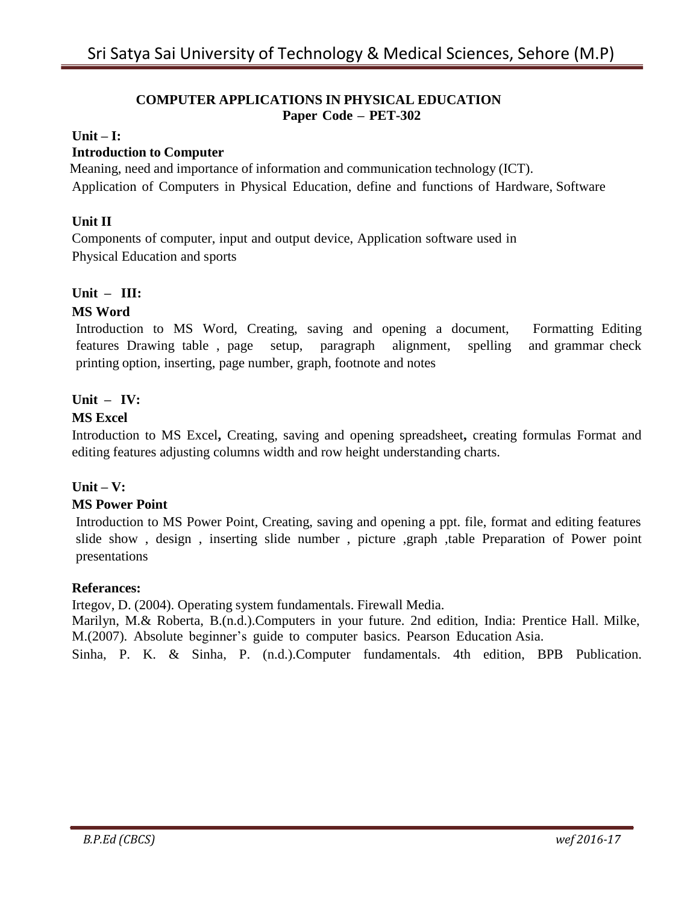## COMPUTER APPLICATIONS IN PHYSICAL EDUCATION
**Paper Code – PET-302**

**Unit – I:**

**Introduction to Computer**

Meaning, need and importance of information and communication technology (ICT).
Application of Computers in Physical Education, define and functions of Hardware, Software

**Unit II**

Components of computer, input and output device, Application software used in Physical Education and sports

**Unit – III:**

**MS Word**

Introduction to MS Word, Creating, saving and opening a document, Formatting Editing features Drawing table , page setup, paragraph alignment, spelling and grammar check printing option, inserting, page number, graph, footnote and notes

**Unit – IV:**

**MS Excel**

Introduction to MS Excel**,** Creating, saving and opening spreadsheet**,** creating formulas Format and editing features adjusting columns width and row height understanding charts.

**Unit – V:**

**MS Power Point**

Introduction to MS Power Point, Creating, saving and opening a ppt. file, format and editing features slide show , design , inserting slide number , picture ,graph ,table Preparation of Power point presentations

**Referances:**

Irtegov, D. (2004). Operating system fundamentals. Firewall Media.

Marilyn, M.& Roberta, B.(n.d.).Computers in your future. 2nd edition, India: Prentice Hall. Milke, M.(2007). Absolute beginner's guide to computer basics. Pearson Education Asia.

Sinha, P. K. & Sinha, P. (n.d.).Computer fundamentals. 4th edition, BPB Publication.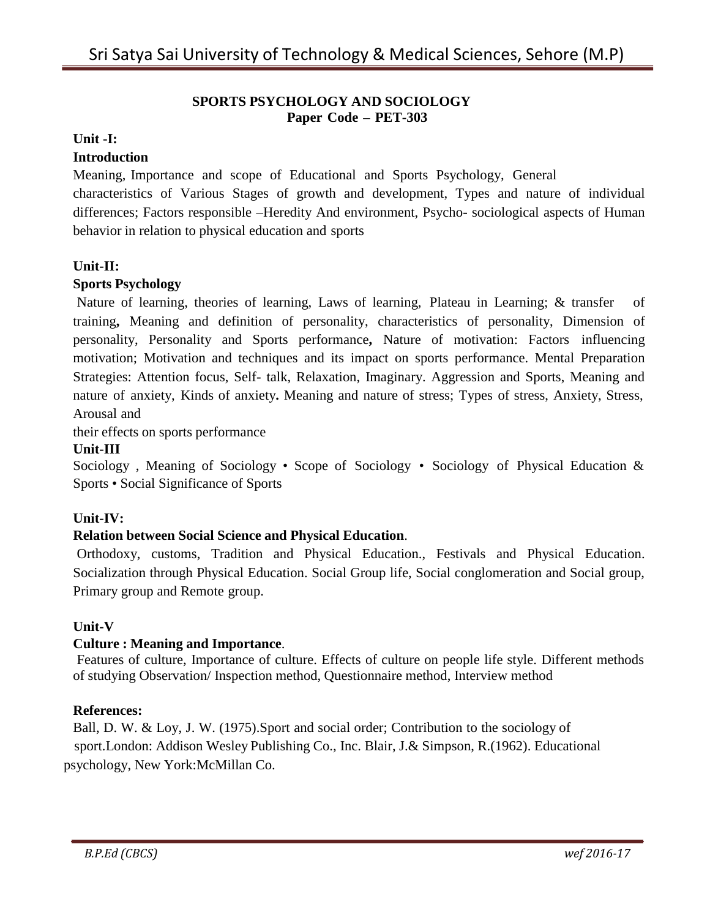## SPORTS PSYCHOLOGY AND SOCIOLOGY
**Paper Code – PET-303**

**Unit -I:**

**Introduction**

Meaning, Importance and scope of Educational and Sports Psychology, General characteristics of Various Stages of growth and development, Types and nature of individual differences; Factors responsible –Heredity And environment, Psycho- sociological aspects of Human behavior in relation to physical education and sports

**Unit-II:**

**Sports Psychology**

Nature of learning, theories of learning, Laws of learning, Plateau in Learning; & transfer of training**,** Meaning and definition of personality, characteristics of personality, Dimension of personality, Personality and Sports performance**,** Nature of motivation: Factors influencing motivation; Motivation and techniques and its impact on sports performance. Mental Preparation Strategies: Attention focus, Self- talk, Relaxation, Imaginary. Aggression and Sports, Meaning and nature of anxiety, Kinds of anxiety**.** Meaning and nature of stress; Types of stress, Anxiety, Stress, Arousal and their effects on sports performance

**Unit-III**

Sociology , Meaning of Sociology • Scope of Sociology • Sociology of Physical Education & Sports • Social Significance of Sports

**Unit-IV:**

**Relation between Social Science and Physical Education**.

Orthodoxy, customs, Tradition and Physical Education., Festivals and Physical Education. Socialization through Physical Education. Social Group life, Social conglomeration and Social group, Primary group and Remote group.

**Unit-V**

**Culture : Meaning and Importance**.

Features of culture, Importance of culture. Effects of culture on people life style. Different methods of studying Observation/ Inspection method, Questionnaire method, Interview method

**References:**

Ball, D. W. & Loy, J. W. (1975).Sport and social order; Contribution to the sociology of sport.London: Addison Wesley Publishing Co., Inc. Blair, J.& Simpson, R.(1962). Educational psychology, New York:McMillan Co.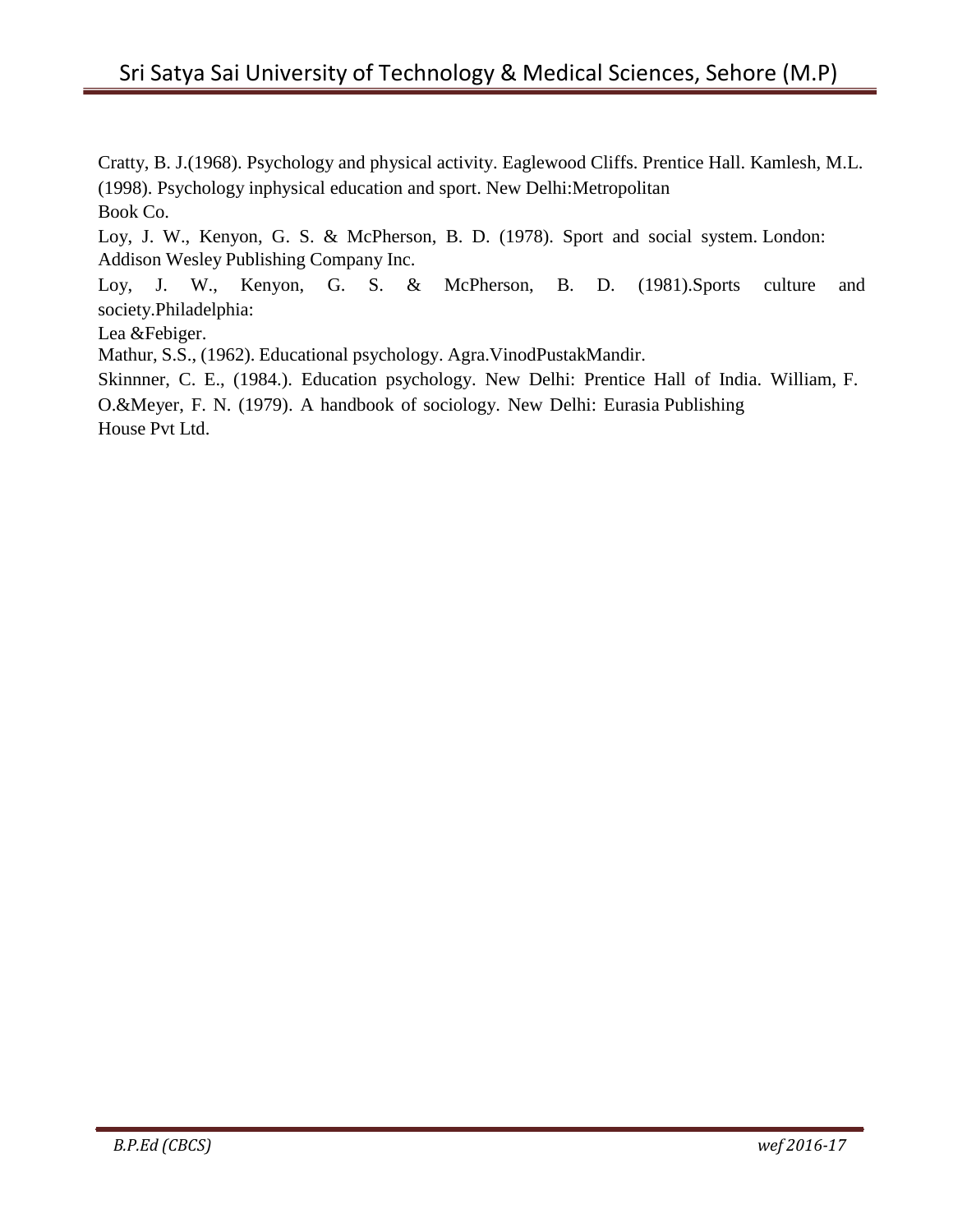Cratty, B. J.(1968). Psychology and physical activity. Eaglewood Cliffs. Prentice Hall. Kamlesh, M.L. (1998). Psychology inphysical education and sport. New Delhi:Metropolitan Book Co.

Loy, J. W., Kenyon, G. S. & McPherson, B. D. (1978). Sport and social system. London: Addison Wesley Publishing Company Inc.

Loy, J. W., Kenyon, G. S. & McPherson, B. D. (1981).Sports culture and society.Philadelphia: Lea &Febiger.

Mathur, S.S., (1962). Educational psychology. Agra.VinodPustakMandir.

Skinnner, C. E., (1984.). Education psychology. New Delhi: Prentice Hall of India. William, F. O.&Meyer, F. N. (1979). A handbook of sociology. New Delhi: Eurasia Publishing House Pvt Ltd.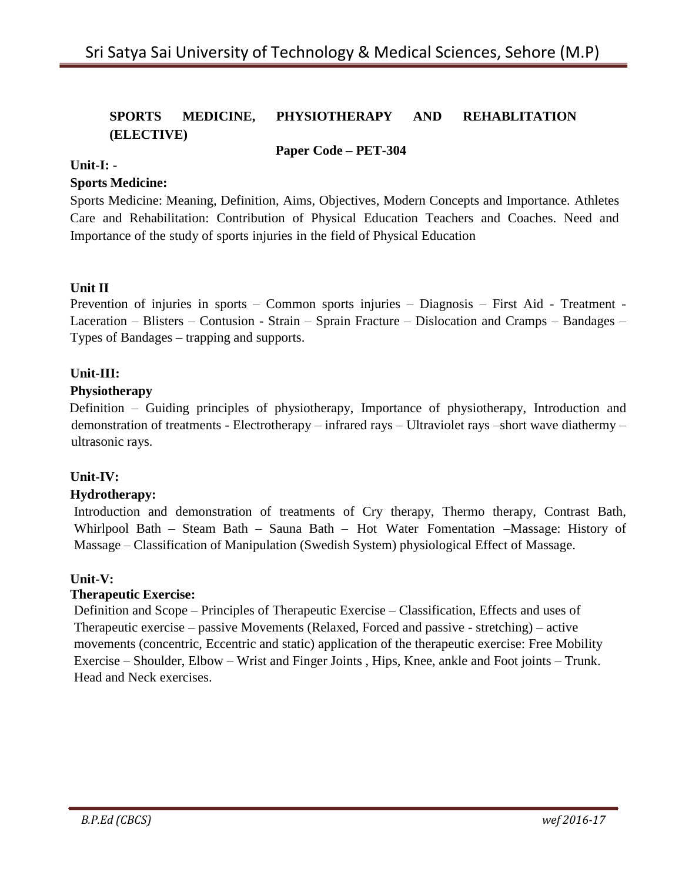**SPORTS MEDICINE, PHYSIOTHERAPY AND REHABLITATION (ELECTIVE)**

**Paper Code – PET-304**

**Unit-I: -**

**Sports Medicine:**

Sports Medicine: Meaning, Definition, Aims, Objectives, Modern Concepts and Importance. Athletes Care and Rehabilitation: Contribution of Physical Education Teachers and Coaches. Need and Importance of the study of sports injuries in the field of Physical Education

**Unit II**

Prevention of injuries in sports – Common sports injuries – Diagnosis – First Aid - Treatment - Laceration – Blisters – Contusion - Strain – Sprain Fracture – Dislocation and Cramps – Bandages – Types of Bandages – trapping and supports.

**Unit-III:**

**Physiotherapy**

Definition – Guiding principles of physiotherapy, Importance of physiotherapy, Introduction and demonstration of treatments - Electrotherapy – infrared rays – Ultraviolet rays –short wave diathermy – ultrasonic rays.

**Unit-IV:**

**Hydrotherapy:**

Introduction and demonstration of treatments of Cry therapy, Thermo therapy, Contrast Bath, Whirlpool Bath – Steam Bath – Sauna Bath – Hot Water Fomentation –Massage: History of Massage – Classification of Manipulation (Swedish System) physiological Effect of Massage.

**Unit-V:**

**Therapeutic Exercise:**

Definition and Scope – Principles of Therapeutic Exercise – Classification, Effects and uses of Therapeutic exercise – passive Movements (Relaxed, Forced and passive - stretching) – active movements (concentric, Eccentric and static) application of the therapeutic exercise: Free Mobility Exercise – Shoulder, Elbow – Wrist and Finger Joints , Hips, Knee, ankle and Foot joints – Trunk. Head and Neck exercises.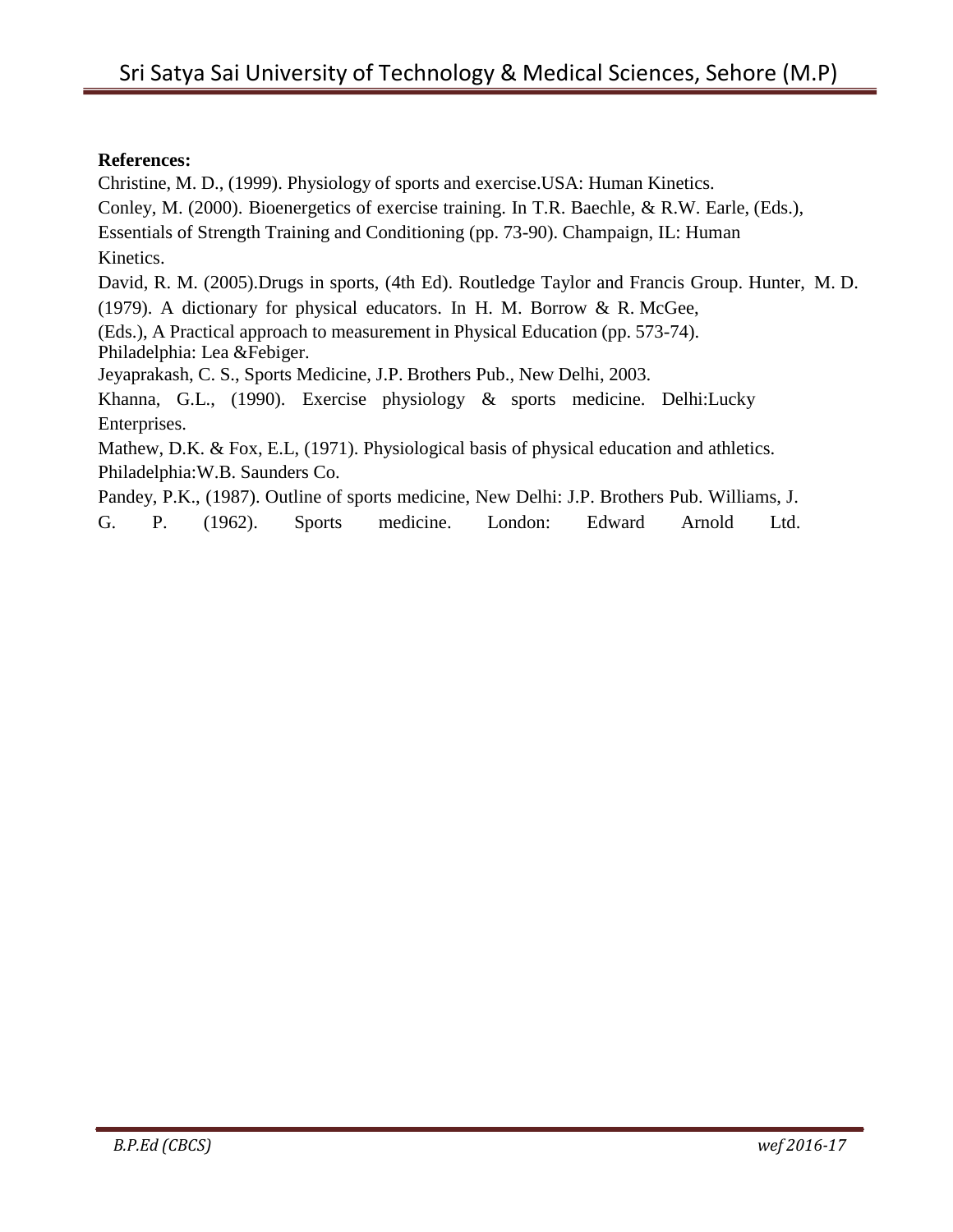**References:**

Christine, M. D., (1999). Physiology of sports and exercise.USA: Human Kinetics.

Conley, M. (2000). Bioenergetics of exercise training. In T.R. Baechle, & R.W. Earle, (Eds.), Essentials of Strength Training and Conditioning (pp. 73-90). Champaign, IL: Human Kinetics.

David, R. M. (2005).Drugs in sports, (4th Ed). Routledge Taylor and Francis Group. Hunter, M. D. (1979). A dictionary for physical educators. In H. M. Borrow & R. McGee, (Eds.), A Practical approach to measurement in Physical Education (pp. 573-74). Philadelphia: Lea &Febiger.

Jeyaprakash, C. S., Sports Medicine, J.P. Brothers Pub., New Delhi, 2003.

Khanna, G.L., (1990). Exercise physiology & sports medicine. Delhi:Lucky Enterprises.

Mathew, D.K. & Fox, E.L, (1971). Physiological basis of physical education and athletics. Philadelphia:W.B. Saunders Co.

Pandey, P.K., (1987). Outline of sports medicine, New Delhi: J.P. Brothers Pub. Williams, J. G. P. (1962). Sports medicine. London: Edward Arnold Ltd.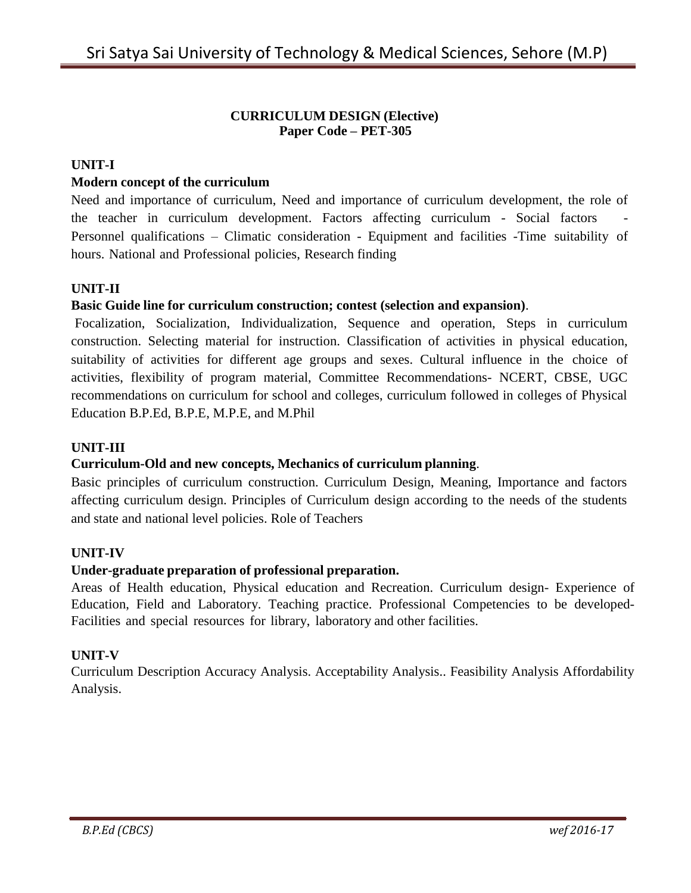**CURRICULUM DESIGN (Elective)**
**Paper Code – PET-305**

**UNIT-I**

**Modern concept of the curriculum**

Need and importance of curriculum, Need and importance of curriculum development, the role of the teacher in curriculum development. Factors affecting curriculum - Social factors - Personnel qualifications – Climatic consideration - Equipment and facilities -Time suitability of hours. National and Professional policies, Research finding

**UNIT-II**

**Basic Guide line for curriculum construction; contest (selection and expansion)**.

Focalization, Socialization, Individualization, Sequence and operation, Steps in curriculum construction. Selecting material for instruction. Classification of activities in physical education, suitability of activities for different age groups and sexes. Cultural influence in the choice of activities, flexibility of program material, Committee Recommendations- NCERT, CBSE, UGC recommendations on curriculum for school and colleges, curriculum followed in colleges of Physical Education B.P.Ed, B.P.E, M.P.E, and M.Phil

**UNIT-III**

**Curriculum-Old and new concepts, Mechanics of curriculum planning**.

Basic principles of curriculum construction. Curriculum Design, Meaning, Importance and factors affecting curriculum design. Principles of Curriculum design according to the needs of the students and state and national level policies. Role of Teachers

**UNIT-IV**

**Under-graduate preparation of professional preparation.**

Areas of Health education, Physical education and Recreation. Curriculum design- Experience of Education, Field and Laboratory. Teaching practice. Professional Competencies to be developed- Facilities and special resources for library, laboratory and other facilities.

**UNIT-V**

Curriculum Description Accuracy Analysis. Acceptability Analysis.. Feasibility Analysis Affordability Analysis.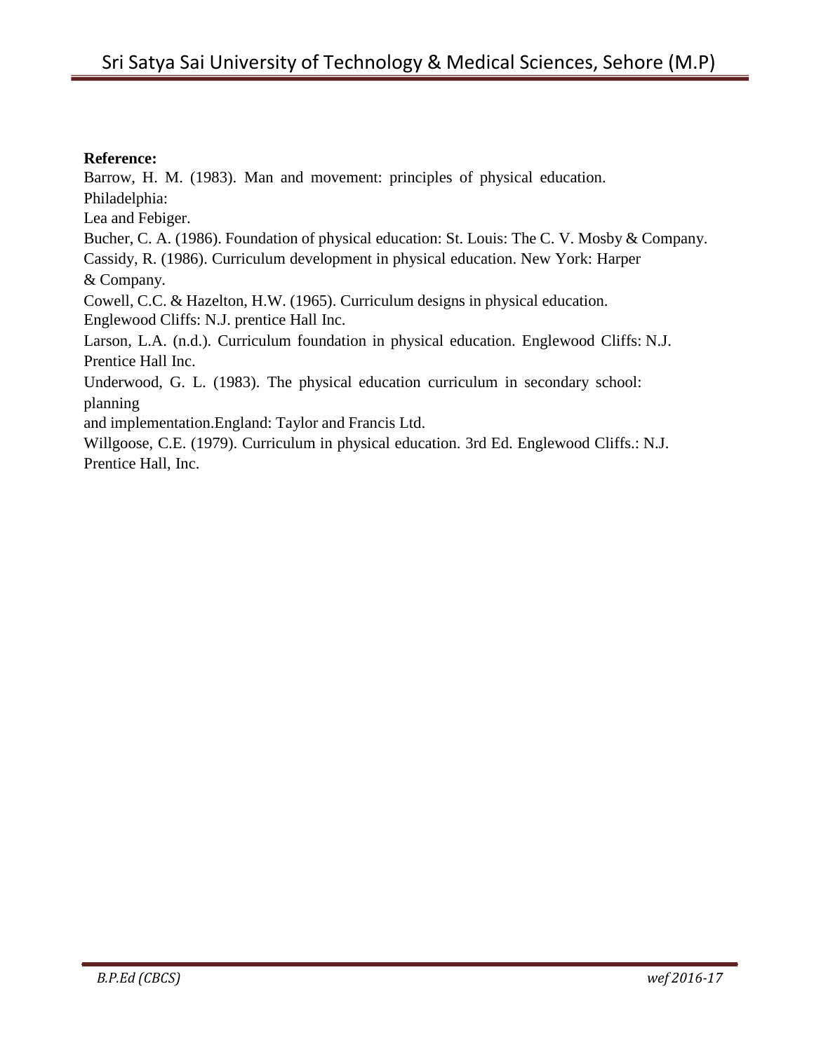**Reference:**

Barrow, H. M. (1983). Man and movement: principles of physical education. Philadelphia: Lea and Febiger.

Bucher, C. A. (1986). Foundation of physical education: St. Louis: The C. V. Mosby & Company.

Cassidy, R. (1986). Curriculum development in physical education. New York: Harper & Company.

Cowell, C.C. & Hazelton, H.W. (1965). Curriculum designs in physical education. Englewood Cliffs: N.J. prentice Hall Inc.

Larson, L.A. (n.d.). Curriculum foundation in physical education. Englewood Cliffs: N.J. Prentice Hall Inc.

Underwood, G. L. (1983). The physical education curriculum in secondary school: planning and implementation.England: Taylor and Francis Ltd.

Willgoose, C.E. (1979). Curriculum in physical education. 3rd Ed. Englewood Cliffs.: N.J. Prentice Hall, Inc.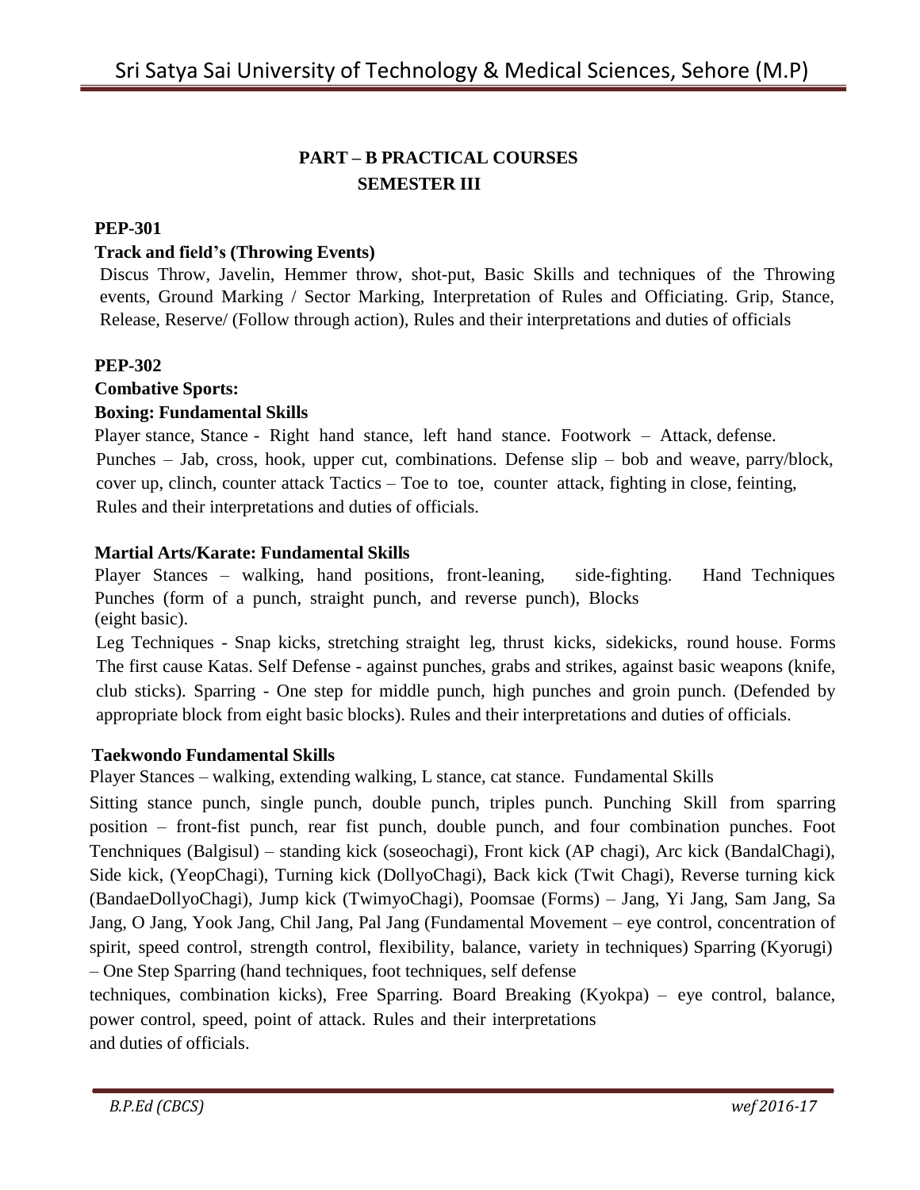## PART – B PRACTICAL COURSES
## SEMESTER III

**PEP-301**

**Track and field's (Throwing Events)**

Discus Throw, Javelin, Hemmer throw, shot-put, Basic Skills and techniques of the Throwing events, Ground Marking / Sector Marking, Interpretation of Rules and Officiating. Grip, Stance, Release, Reserve/ (Follow through action), Rules and their interpretations and duties of officials

**PEP-302**

**Combative Sports:**

**Boxing: Fundamental Skills**

Player stance, Stance - Right hand stance, left hand stance. Footwork – Attack, defense. Punches – Jab, cross, hook, upper cut, combinations. Defense slip – bob and weave, parry/block, cover up, clinch, counter attack Tactics – Toe to toe, counter attack, fighting in close, feinting, Rules and their interpretations and duties of officials.

**Martial Arts/Karate: Fundamental Skills**

Player Stances – walking, hand positions, front-leaning, side-fighting. Hand Techniques Punches (form of a punch, straight punch, and reverse punch), Blocks (eight basic).

Leg Techniques - Snap kicks, stretching straight leg, thrust kicks, sidekicks, round house. Forms The first cause Katas. Self Defense - against punches, grabs and strikes, against basic weapons (knife, club sticks). Sparring - One step for middle punch, high punches and groin punch. (Defended by appropriate block from eight basic blocks). Rules and their interpretations and duties of officials.

**Taekwondo Fundamental Skills**

Player Stances – walking, extending walking, L stance, cat stance. Fundamental Skills

Sitting stance punch, single punch, double punch, triples punch. Punching Skill from sparring position – front-fist punch, rear fist punch, double punch, and four combination punches. Foot Tenchniques (Balgisul) – standing kick (soseochagi), Front kick (AP chagi), Arc kick (BandalChagi), Side kick, (YeopChagi), Turning kick (DollyoChagi), Back kick (Twit Chagi), Reverse turning kick (BandaeDollyoChagi), Jump kick (TwimyoChagi), Poomsae (Forms) – Jang, Yi Jang, Sam Jang, Sa Jang, O Jang, Yook Jang, Chil Jang, Pal Jang (Fundamental Movement – eye control, concentration of spirit, speed control, strength control, flexibility, balance, variety in techniques) Sparring (Kyorugi) – One Step Sparring (hand techniques, foot techniques, self defense techniques, combination kicks), Free Sparring. Board Breaking (Kyokpa) – eye control, balance, power control, speed, point of attack. Rules and their interpretations and duties of officials.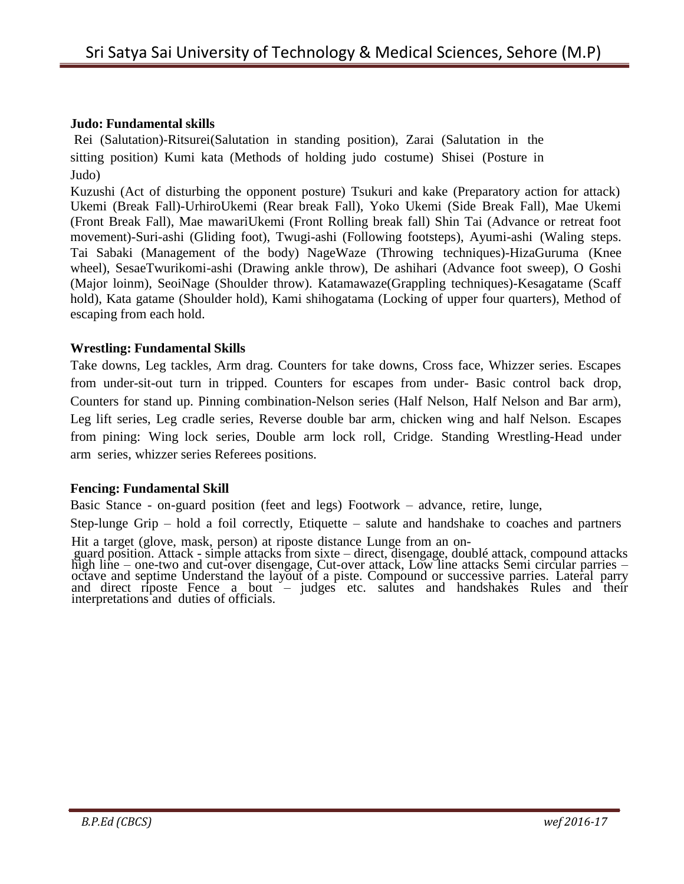**Judo: Fundamental skills**

Rei (Salutation)-Ritsurei(Salutation in standing position), Zarai (Salutation in the sitting position) Kumi kata (Methods of holding judo costume) Shisei (Posture in Judo)

Kuzushi (Act of disturbing the opponent posture) Tsukuri and kake (Preparatory action for attack) Ukemi (Break Fall)-UrhiroUkemi (Rear break Fall), Yoko Ukemi (Side Break Fall), Mae Ukemi (Front Break Fall), Mae mawariUkemi (Front Rolling break fall) Shin Tai (Advance or retreat foot movement)-Suri-ashi (Gliding foot), Twugi-ashi (Following footsteps), Ayumi-ashi (Waling steps. Tai Sabaki (Management of the body) NageWaze (Throwing techniques)-HizaGuruma (Knee wheel), SesaeTwurikomi-ashi (Drawing ankle throw), De ashihari (Advance foot sweep), O Goshi (Major loinm), SeoiNage (Shoulder throw). Katamawaze(Grappling techniques)-Kesagatame (Scaff hold), Kata gatame (Shoulder hold), Kami shihogatama (Locking of upper four quarters), Method of escaping from each hold.

**Wrestling: Fundamental Skills**

Take downs, Leg tackles, Arm drag. Counters for take downs, Cross face, Whizzer series. Escapes from under-sit-out turn in tripped. Counters for escapes from under- Basic control back drop, Counters for stand up. Pinning combination-Nelson series (Half Nelson, Half Nelson and Bar arm), Leg lift series, Leg cradle series, Reverse double bar arm, chicken wing and half Nelson. Escapes from pining: Wing lock series, Double arm lock roll, Cridge. Standing Wrestling-Head under arm series, whizzer series Referees positions.

**Fencing: Fundamental Skill**

Basic Stance - on-guard position (feet and legs) Footwork – advance, retire, lunge,

Step-lunge Grip – hold a foil correctly, Etiquette – salute and handshake to coaches and partners Hit a target (glove, mask, person) at riposte distance Lunge from an on-guard position. Attack - simple attacks from sixte – direct, disengage, doublé attack, compound attacks high line – one-two and cut-over disengage, Cut-over attack, Low line attacks Semi circular parries – octave and septime Understand the layout of a piste. Compound or successive parries. Lateral parry and direct riposte Fence a bout – judges etc. salutes and handshakes Rules and their interpretations and duties of officials.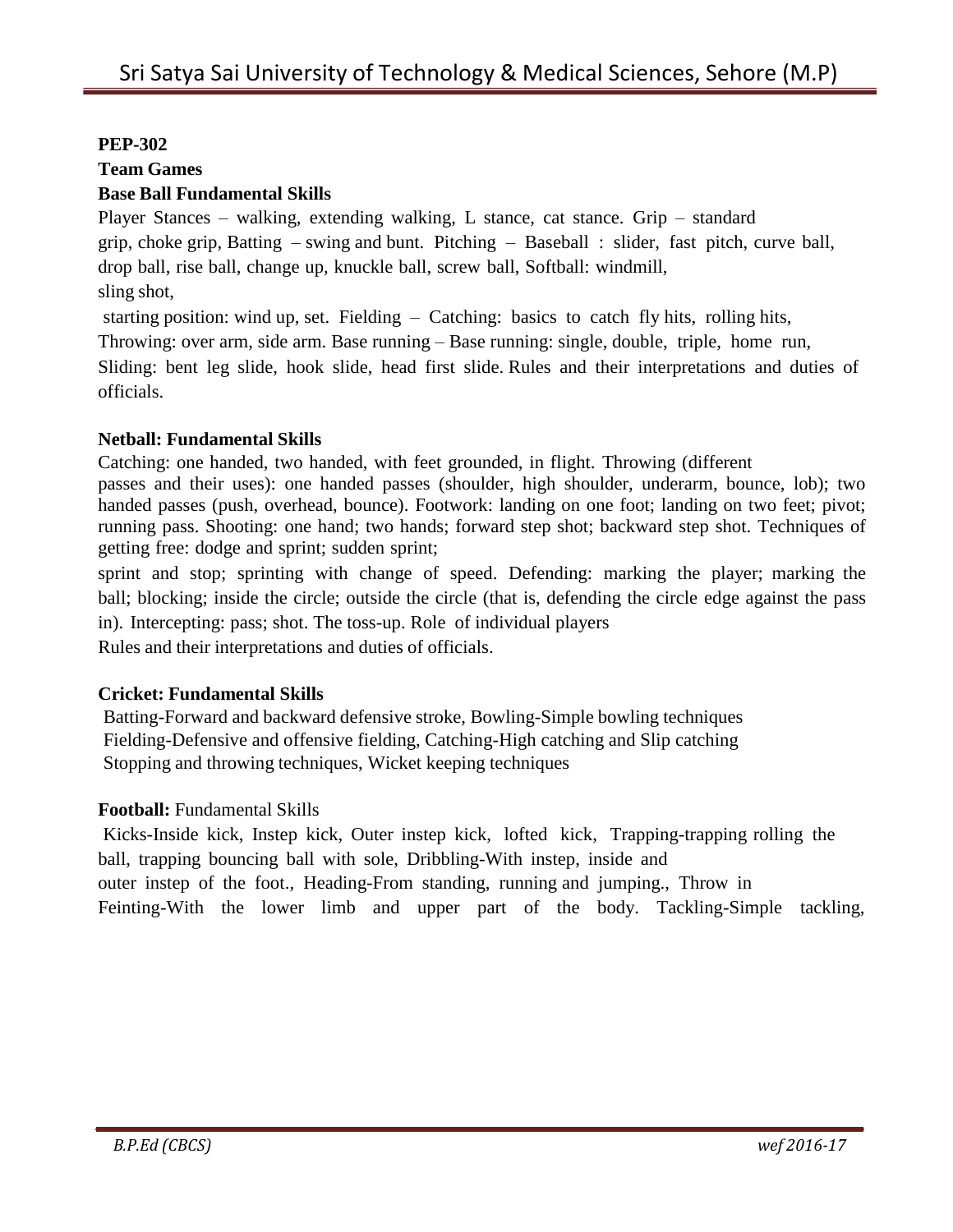**PEP-302**

**Team Games**

**Base Ball Fundamental Skills**

Player Stances – walking, extending walking, L stance, cat stance. Grip – standard grip, choke grip, Batting – swing and bunt. Pitching – Baseball : slider, fast pitch, curve ball, drop ball, rise ball, change up, knuckle ball, screw ball, Softball: windmill, sling shot,

starting position: wind up, set. Fielding – Catching: basics to catch fly hits, rolling hits, Throwing: over arm, side arm. Base running – Base running: single, double, triple, home run, Sliding: bent leg slide, hook slide, head first slide. Rules and their interpretations and duties of officials.

**Netball: Fundamental Skills**

Catching: one handed, two handed, with feet grounded, in flight. Throwing (different passes and their uses): one handed passes (shoulder, high shoulder, underarm, bounce, lob); two handed passes (push, overhead, bounce). Footwork: landing on one foot; landing on two feet; pivot; running pass. Shooting: one hand; two hands; forward step shot; backward step shot. Techniques of getting free: dodge and sprint; sudden sprint;

sprint and stop; sprinting with change of speed. Defending: marking the player; marking the ball; blocking; inside the circle; outside the circle (that is, defending the circle edge against the pass in). Intercepting: pass; shot. The toss-up. Role of individual players

Rules and their interpretations and duties of officials.

**Cricket: Fundamental Skills**

Batting-Forward and backward defensive stroke, Bowling-Simple bowling techniques
Fielding-Defensive and offensive fielding, Catching-High catching and Slip catching
Stopping and throwing techniques, Wicket keeping techniques

**Football:** Fundamental Skills

Kicks-Inside kick, Instep kick, Outer instep kick, lofted kick, Trapping-trapping rolling the ball, trapping bouncing ball with sole, Dribbling-With instep, inside and outer instep of the foot., Heading-From standing, running and jumping., Throw in Feinting-With the lower limb and upper part of the body. Tackling-Simple tackling,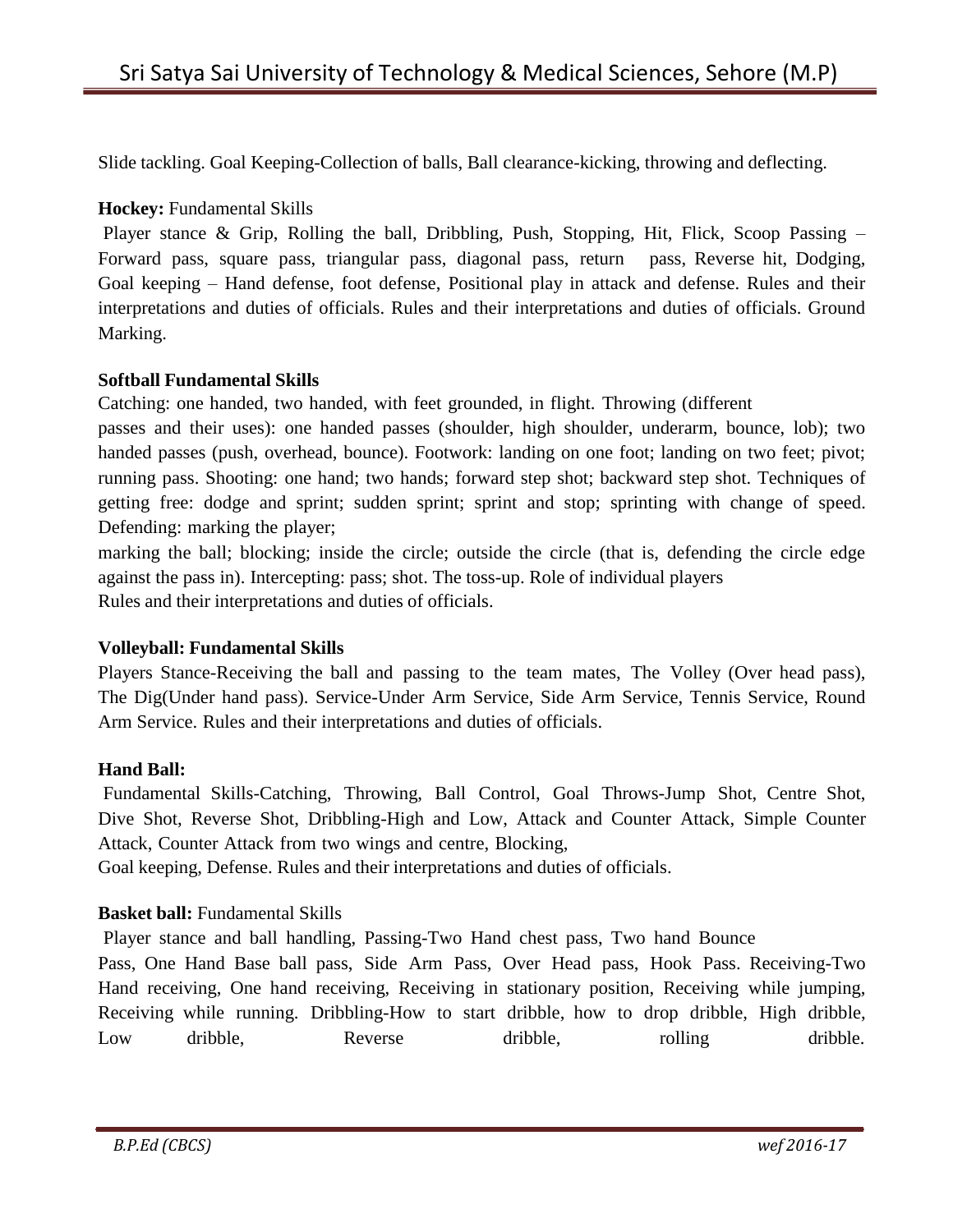Slide tackling. Goal Keeping-Collection of balls, Ball clearance-kicking, throwing and deflecting.

**Hockey:** Fundamental Skills

Player stance & Grip, Rolling the ball, Dribbling, Push, Stopping, Hit, Flick, Scoop Passing – Forward pass, square pass, triangular pass, diagonal pass, return pass, Reverse hit, Dodging, Goal keeping – Hand defense, foot defense, Positional play in attack and defense. Rules and their interpretations and duties of officials. Rules and their interpretations and duties of officials. Ground Marking.

**Softball Fundamental Skills**

Catching: one handed, two handed, with feet grounded, in flight. Throwing (different passes and their uses): one handed passes (shoulder, high shoulder, underarm, bounce, lob); two handed passes (push, overhead, bounce). Footwork: landing on one foot; landing on two feet; pivot; running pass. Shooting: one hand; two hands; forward step shot; backward step shot. Techniques of getting free: dodge and sprint; sudden sprint; sprint and stop; sprinting with change of speed. Defending: marking the player;

marking the ball; blocking; inside the circle; outside the circle (that is, defending the circle edge against the pass in). Intercepting: pass; shot. The toss-up. Role of individual players

Rules and their interpretations and duties of officials.

**Volleyball: Fundamental Skills**

Players Stance-Receiving the ball and passing to the team mates, The Volley (Over head pass), The Dig(Under hand pass). Service-Under Arm Service, Side Arm Service, Tennis Service, Round Arm Service. Rules and their interpretations and duties of officials.

**Hand Ball:**

Fundamental Skills-Catching, Throwing, Ball Control, Goal Throws-Jump Shot, Centre Shot, Dive Shot, Reverse Shot, Dribbling-High and Low, Attack and Counter Attack, Simple Counter Attack, Counter Attack from two wings and centre, Blocking,

Goal keeping, Defense. Rules and their interpretations and duties of officials.

**Basket ball:** Fundamental Skills

Player stance and ball handling, Passing-Two Hand chest pass, Two hand Bounce Pass, One Hand Base ball pass, Side Arm Pass, Over Head pass, Hook Pass. Receiving-Two Hand receiving, One hand receiving, Receiving in stationary position, Receiving while jumping, Receiving while running. Dribbling-How to start dribble, how to drop dribble, High dribble, Low dribble, Reverse dribble, rolling dribble.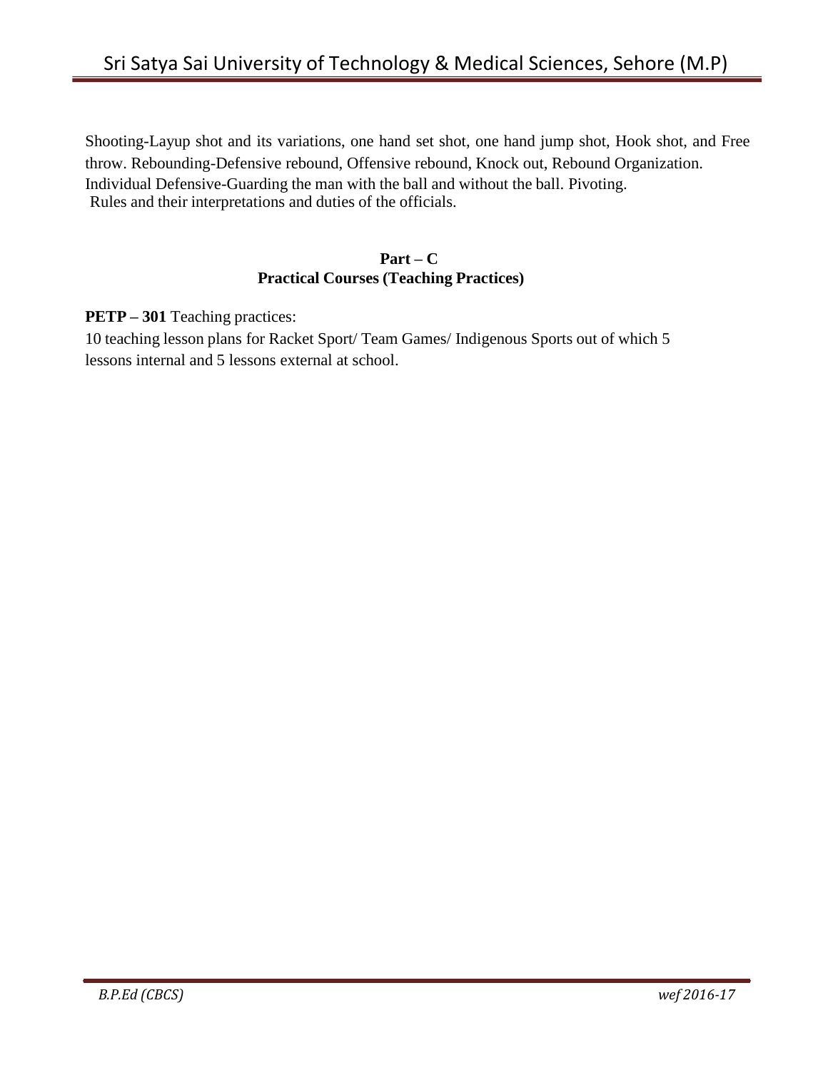Shooting-Layup shot and its variations, one hand set shot, one hand jump shot, Hook shot, and Free throw. Rebounding-Defensive rebound, Offensive rebound, Knock out, Rebound Organization. Individual Defensive-Guarding the man with the ball and without the ball. Pivoting.
Rules and their interpretations and duties of the officials.

**Part – C**
**Practical Courses (Teaching Practices)**

**PETP – 301** Teaching practices:

10 teaching lesson plans for Racket Sport/ Team Games/ Indigenous Sports out of which 5 lessons internal and 5 lessons external at school.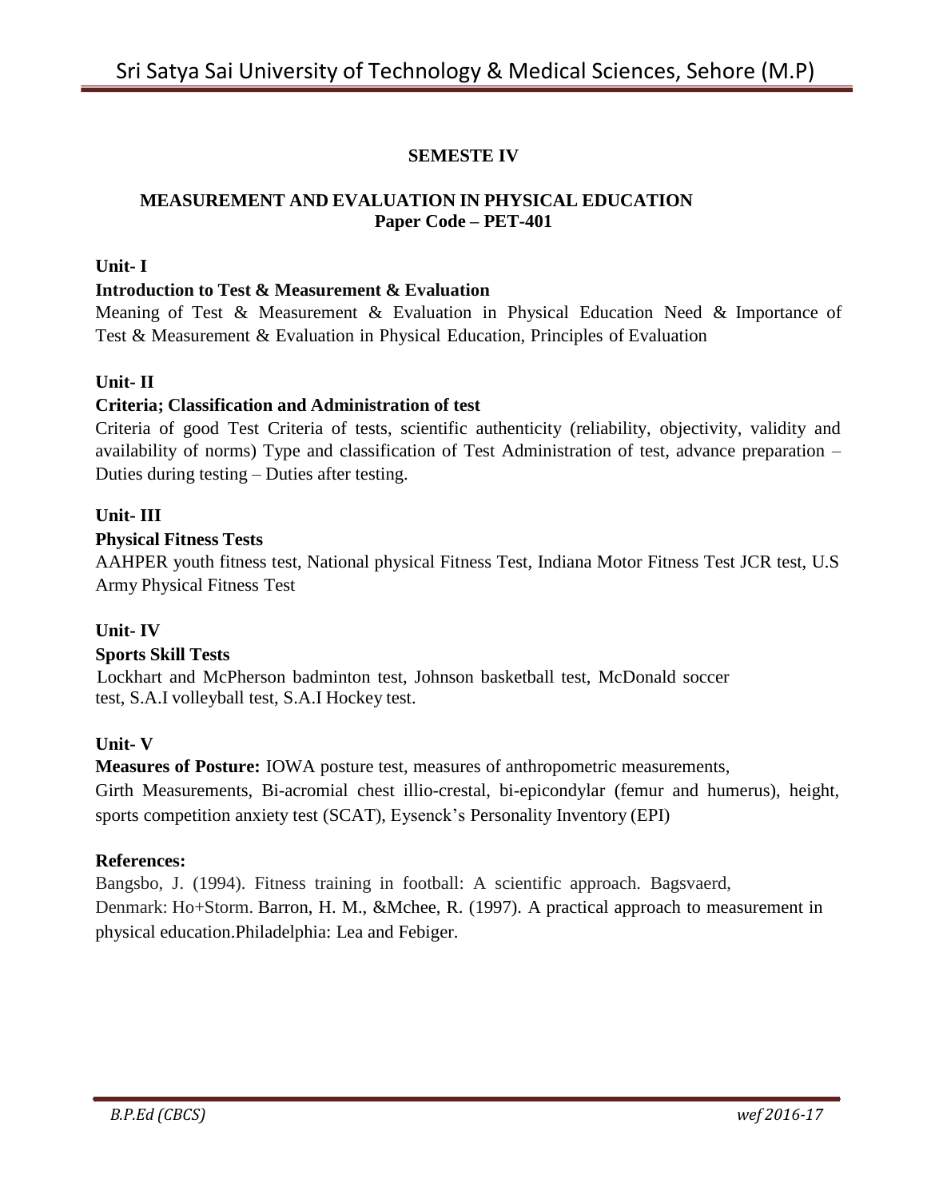## SEMESTE IV

### MEASUREMENT AND EVALUATION IN PHYSICAL EDUCATION
**Paper Code – PET-401**

**Unit- I**

**Introduction to Test & Measurement & Evaluation**

Meaning of Test & Measurement & Evaluation in Physical Education Need & Importance of Test & Measurement & Evaluation in Physical Education, Principles of Evaluation

**Unit- II**

**Criteria; Classification and Administration of test**

Criteria of good Test Criteria of tests, scientific authenticity (reliability, objectivity, validity and availability of norms) Type and classification of Test Administration of test, advance preparation – Duties during testing – Duties after testing.

**Unit- III**

**Physical Fitness Tests**

AAHPER youth fitness test, National physical Fitness Test, Indiana Motor Fitness Test JCR test, U.S Army Physical Fitness Test

**Unit- IV**

**Sports Skill Tests**

Lockhart and McPherson badminton test, Johnson basketball test, McDonald soccer test, S.A.I volleyball test, S.A.I Hockey test.

**Unit- V**

**Measures of Posture:** IOWA posture test, measures of anthropometric measurements, Girth Measurements, Bi-acromial chest illio-crestal, bi-epicondylar (femur and humerus), height, sports competition anxiety test (SCAT), Eysenck's Personality Inventory (EPI)

**References:**

Bangsbo, J. (1994). Fitness training in football: A scientific approach. Bagsvaerd, Denmark: Ho+Storm. Barron, H. M., &Mchee, R. (1997). A practical approach to measurement in physical education.Philadelphia: Lea and Febiger.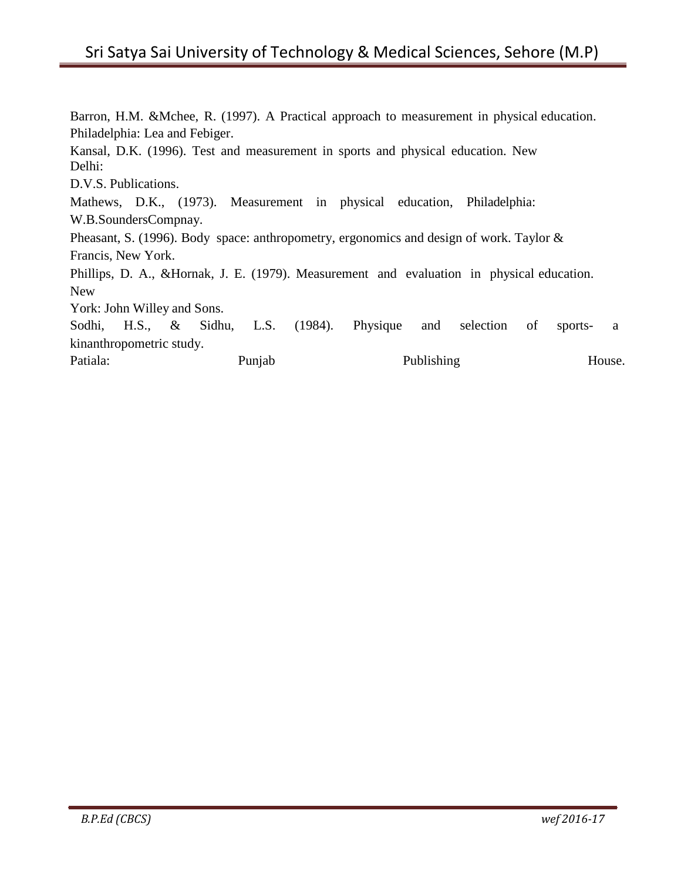Barron, H.M. &Mchee, R. (1997). A Practical approach to measurement in physical education. Philadelphia: Lea and Febiger.

Kansal, D.K. (1996). Test and measurement in sports and physical education. New Delhi: D.V.S. Publications.

Mathews, D.K., (1973). Measurement in physical education, Philadelphia: W.B.SoundersCompnay.

Pheasant, S. (1996). Body space: anthropometry, ergonomics and design of work. Taylor & Francis, New York.

Phillips, D. A., &Hornak, J. E. (1979). Measurement and evaluation in physical education. New York: John Willey and Sons.

Sodhi, H.S., & Sidhu, L.S. (1984). Physique and selection of sports- a kinanthropometric study. Patiala: Punjab Publishing House.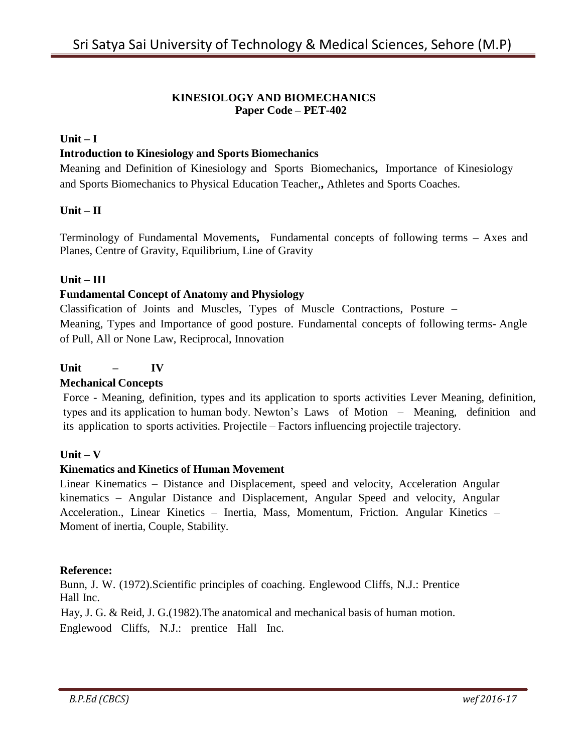## KINESIOLOGY AND BIOMECHANICS
**Paper Code – PET-402**

### Unit – I

**Introduction to Kinesiology and Sports Biomechanics**

Meaning and Definition of Kinesiology and Sports Biomechanics**,** Importance of Kinesiology and Sports Biomechanics to Physical Education Teacher,**,** Athletes and Sports Coaches.

### Unit – II

Terminology of Fundamental Movements**,** Fundamental concepts of following terms – Axes and Planes, Centre of Gravity, Equilibrium, Line of Gravity

### Unit – III

**Fundamental Concept of Anatomy and Physiology**

Classification of Joints and Muscles, Types of Muscle Contractions, Posture – Meaning, Types and Importance of good posture. Fundamental concepts of following terms- Angle of Pull, All or None Law, Reciprocal, Innovation

### Unit – IV

**Mechanical Concepts**

Force - Meaning, definition, types and its application to sports activities Lever Meaning, definition, types and its application to human body. Newton's Laws of Motion – Meaning, definition and its application to sports activities. Projectile – Factors influencing projectile trajectory.

### Unit – V

**Kinematics and Kinetics of Human Movement**

Linear Kinematics – Distance and Displacement, speed and velocity, Acceleration Angular kinematics – Angular Distance and Displacement, Angular Speed and velocity, Angular Acceleration., Linear Kinetics – Inertia, Mass, Momentum, Friction. Angular Kinetics – Moment of inertia, Couple, Stability.

**Reference:**

Bunn, J. W. (1972).Scientific principles of coaching. Englewood Cliffs, N.J.: Prentice Hall Inc.

Hay, J. G. & Reid, J. G.(1982).The anatomical and mechanical basis of human motion. Englewood Cliffs, N.J.: prentice Hall Inc.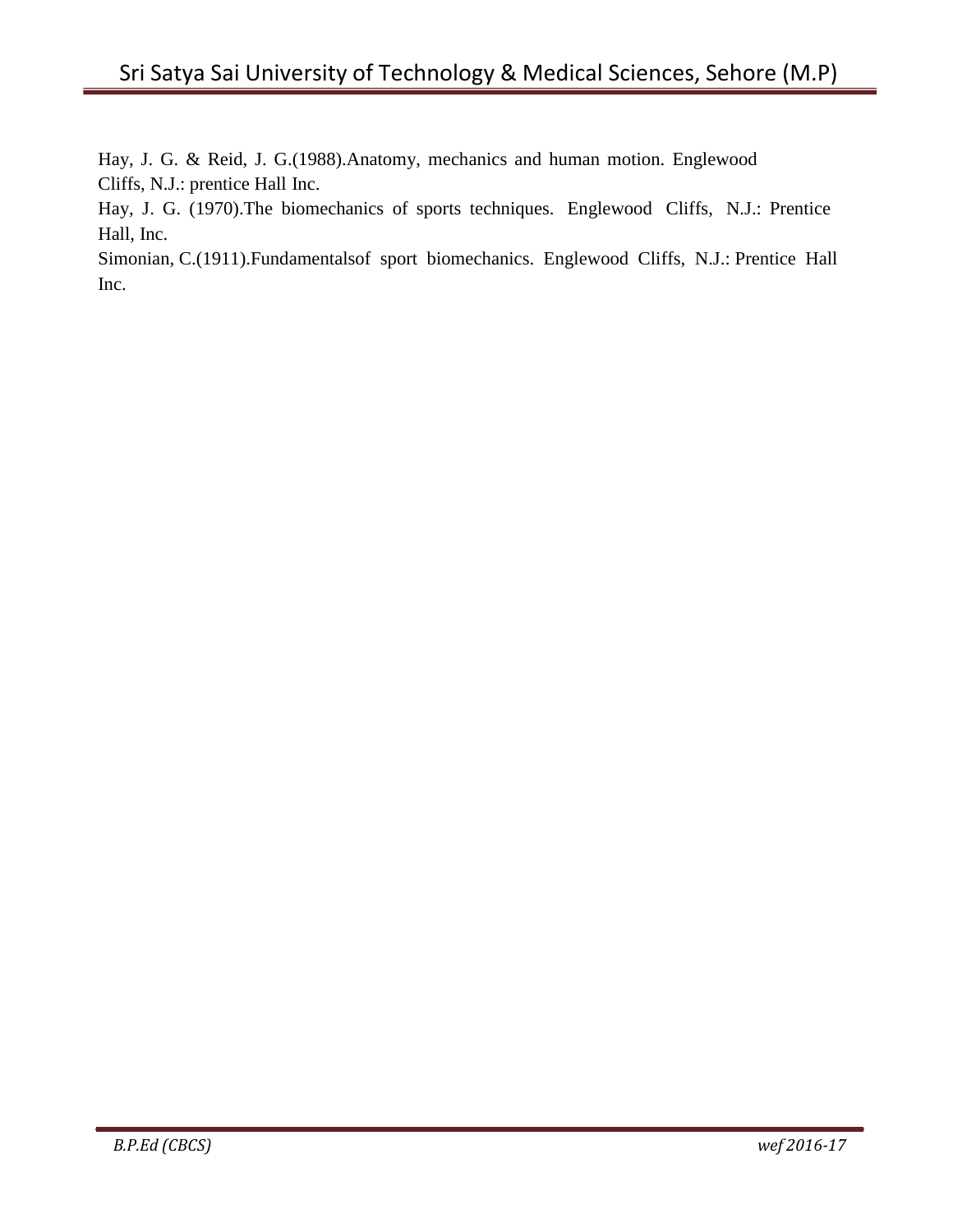Hay, J. G. & Reid, J. G.(1988).Anatomy, mechanics and human motion. Englewood Cliffs, N.J.: prentice Hall Inc.

Hay, J. G. (1970).The biomechanics of sports techniques. Englewood Cliffs, N.J.: Prentice Hall, Inc.

Simonian, C.(1911).Fundamentalsof sport biomechanics. Englewood Cliffs, N.J.: Prentice Hall Inc.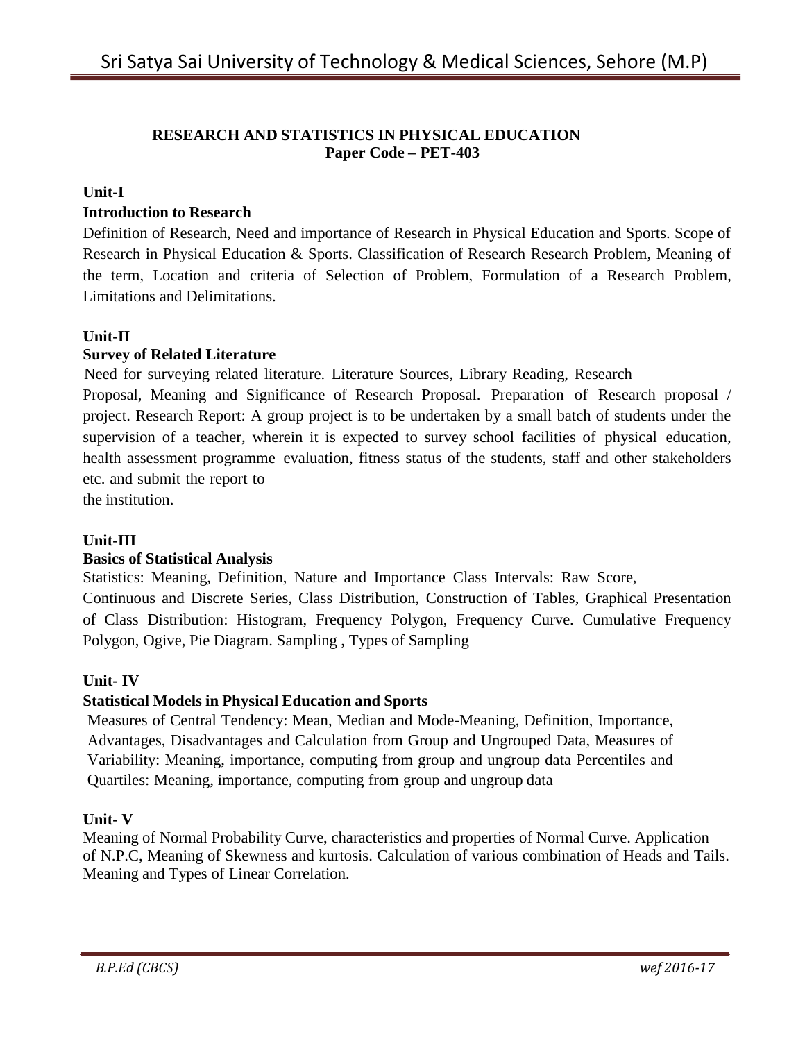## RESEARCH AND STATISTICS IN PHYSICAL EDUCATION
**Paper Code – PET-403**

### Unit-I
**Introduction to Research**

Definition of Research, Need and importance of Research in Physical Education and Sports. Scope of Research in Physical Education & Sports. Classification of Research Research Problem, Meaning of the term, Location and criteria of Selection of Problem, Formulation of a Research Problem, Limitations and Delimitations.

### Unit-II
**Survey of Related Literature**

Need for surveying related literature. Literature Sources, Library Reading, Research Proposal, Meaning and Significance of Research Proposal. Preparation of Research proposal / project. Research Report: A group project is to be undertaken by a small batch of students under the supervision of a teacher, wherein it is expected to survey school facilities of physical education, health assessment programme evaluation, fitness status of the students, staff and other stakeholders etc. and submit the report to the institution.

### Unit-III
**Basics of Statistical Analysis**

Statistics: Meaning, Definition, Nature and Importance Class Intervals: Raw Score, Continuous and Discrete Series, Class Distribution, Construction of Tables, Graphical Presentation of Class Distribution: Histogram, Frequency Polygon, Frequency Curve. Cumulative Frequency Polygon, Ogive, Pie Diagram. Sampling , Types of Sampling

### Unit- IV
**Statistical Models in Physical Education and Sports**

Measures of Central Tendency: Mean, Median and Mode-Meaning, Definition, Importance, Advantages, Disadvantages and Calculation from Group and Ungrouped Data, Measures of Variability: Meaning, importance, computing from group and ungroup data Percentiles and Quartiles: Meaning, importance, computing from group and ungroup data

### Unit- V

Meaning of Normal Probability Curve, characteristics and properties of Normal Curve. Application of N.P.C, Meaning of Skewness and kurtosis. Calculation of various combination of Heads and Tails. Meaning and Types of Linear Correlation.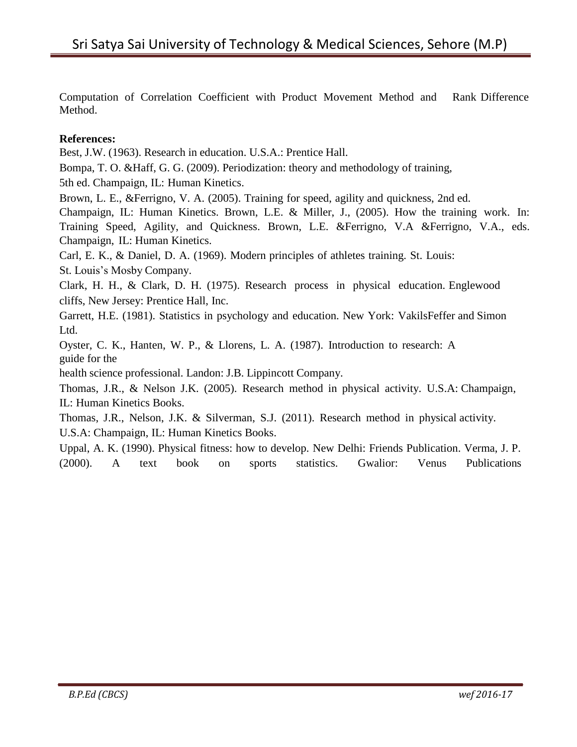Computation of Correlation Coefficient with Product Movement Method and Rank Difference Method.

**References:**

Best, J.W. (1963). Research in education. U.S.A.: Prentice Hall.

Bompa, T. O. &Haff, G. G. (2009). Periodization: theory and methodology of training, 5th ed. Champaign, IL: Human Kinetics.

Brown, L. E., &Ferrigno, V. A. (2005). Training for speed, agility and quickness, 2nd ed. Champaign, IL: Human Kinetics. Brown, L.E. & Miller, J., (2005). How the training work. In: Training Speed, Agility, and Quickness. Brown, L.E. &Ferrigno, V.A &Ferrigno, V.A., eds. Champaign, IL: Human Kinetics.

Carl, E. K., & Daniel, D. A. (1969). Modern principles of athletes training. St. Louis: St. Louis's Mosby Company.

Clark, H. H., & Clark, D. H. (1975). Research process in physical education. Englewood cliffs, New Jersey: Prentice Hall, Inc.

Garrett, H.E. (1981). Statistics in psychology and education. New York: VakilsFeffer and Simon Ltd.

Oyster, C. K., Hanten, W. P., & Llorens, L. A. (1987). Introduction to research: A guide for the health science professional. Landon: J.B. Lippincott Company.

Thomas, J.R., & Nelson J.K. (2005). Research method in physical activity. U.S.A: Champaign, IL: Human Kinetics Books.

Thomas, J.R., Nelson, J.K. & Silverman, S.J. (2011). Research method in physical activity. U.S.A: Champaign, IL: Human Kinetics Books.

Uppal, A. K. (1990). Physical fitness: how to develop. New Delhi: Friends Publication. Verma, J. P. (2000). A text book on sports statistics. Gwalior: Venus Publications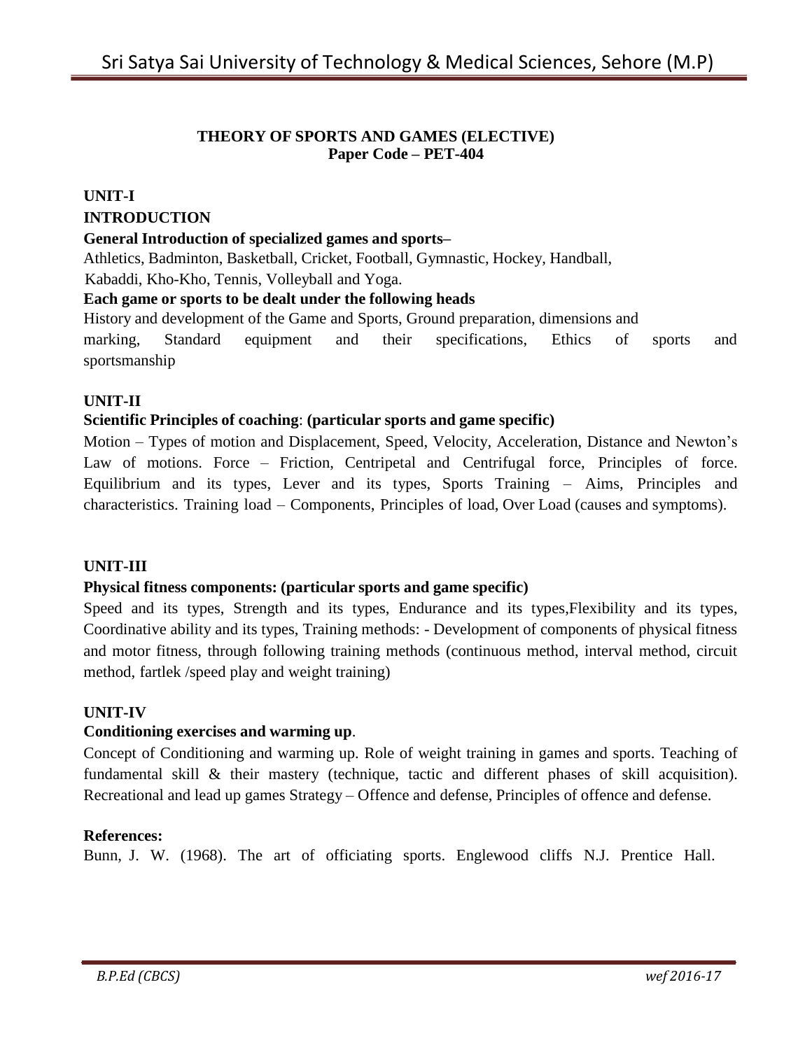## THEORY OF SPORTS AND GAMES (ELECTIVE)
### Paper Code – PET-404

**UNIT-I**

**INTRODUCTION**

**General Introduction of specialized games and sports–**

Athletics, Badminton, Basketball, Cricket, Football, Gymnastic, Hockey, Handball, Kabaddi, Kho-Kho, Tennis, Volleyball and Yoga.

**Each game or sports to be dealt under the following heads**

History and development of the Game and Sports, Ground preparation, dimensions and marking, Standard equipment and their specifications, Ethics of sports and sportsmanship

**UNIT-II**

**Scientific Principles of coaching**: **(particular sports and game specific)**

Motion – Types of motion and Displacement, Speed, Velocity, Acceleration, Distance and Newton's Law of motions. Force – Friction, Centripetal and Centrifugal force, Principles of force. Equilibrium and its types, Lever and its types, Sports Training – Aims, Principles and characteristics. Training load – Components, Principles of load, Over Load (causes and symptoms).

**UNIT-III**

**Physical fitness components: (particular sports and game specific)**

Speed and its types, Strength and its types, Endurance and its types,Flexibility and its types, Coordinative ability and its types, Training methods: - Development of components of physical fitness and motor fitness, through following training methods (continuous method, interval method, circuit method, fartlek /speed play and weight training)

**UNIT-IV**

**Conditioning exercises and warming up**.

Concept of Conditioning and warming up. Role of weight training in games and sports. Teaching of fundamental skill & their mastery (technique, tactic and different phases of skill acquisition). Recreational and lead up games Strategy – Offence and defense, Principles of offence and defense.

**References:**

Bunn, J. W. (1968). The art of officiating sports. Englewood cliffs N.J. Prentice Hall.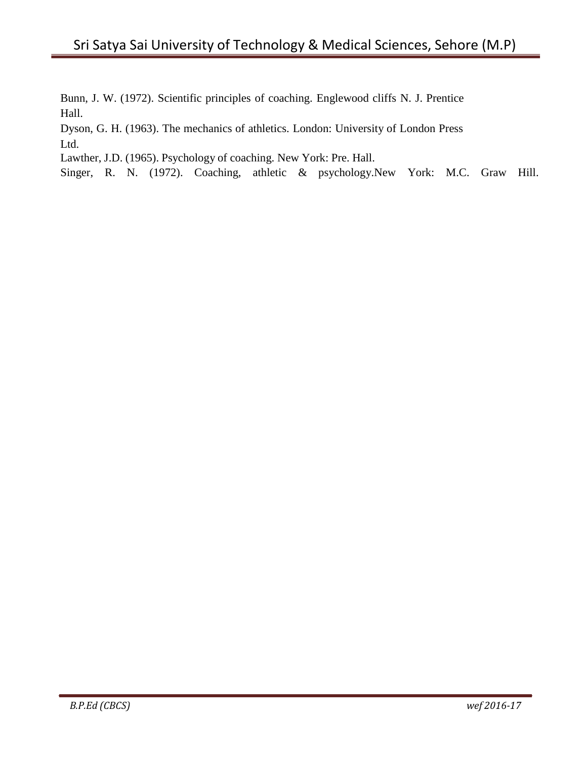Bunn, J. W. (1972). Scientific principles of coaching. Englewood cliffs N. J. Prentice Hall.

Dyson, G. H. (1963). The mechanics of athletics. London: University of London Press Ltd.

Lawther, J.D. (1965). Psychology of coaching. New York: Pre. Hall.

Singer, R. N. (1972). Coaching, athletic & psychology.New York: M.C. Graw Hill.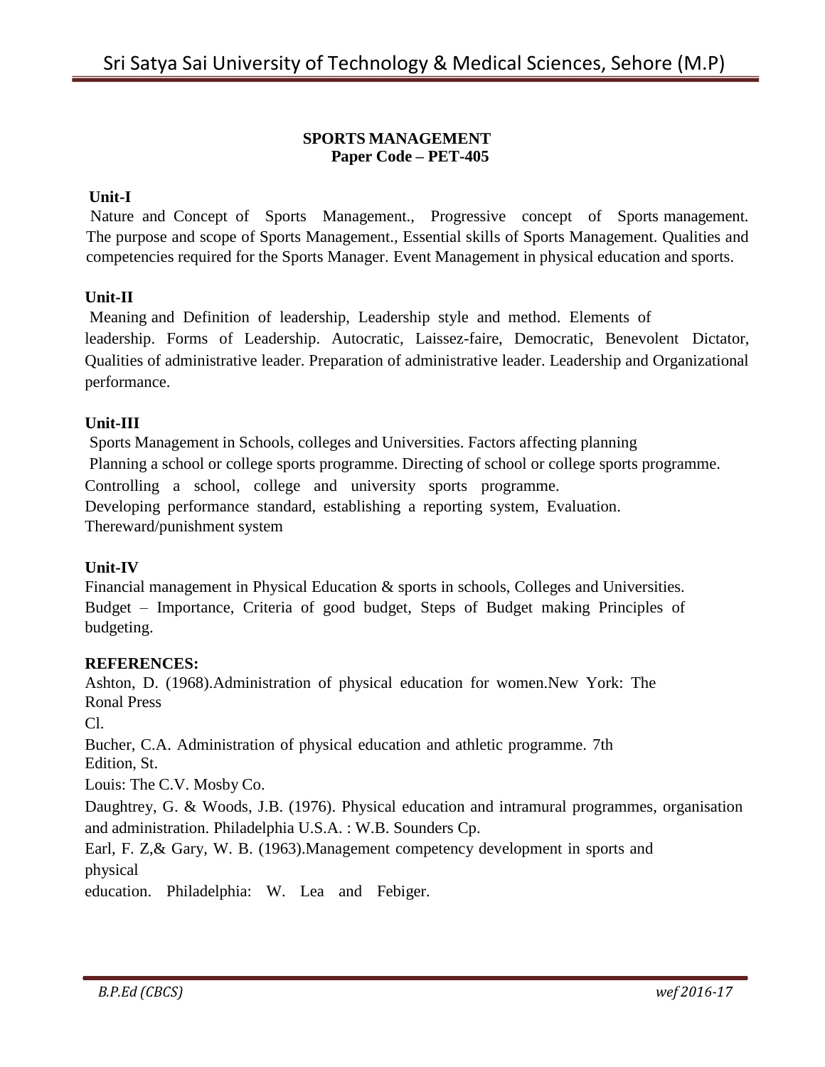# SPORTS MANAGEMENT

## Paper Code – PET-405

**Unit-I**

Nature and Concept of Sports Management., Progressive concept of Sports management. The purpose and scope of Sports Management., Essential skills of Sports Management. Qualities and competencies required for the Sports Manager. Event Management in physical education and sports.

**Unit-II**

Meaning and Definition of leadership, Leadership style and method. Elements of leadership. Forms of Leadership. Autocratic, Laissez-faire, Democratic, Benevolent Dictator, Qualities of administrative leader. Preparation of administrative leader. Leadership and Organizational performance.

**Unit-III**

Sports Management in Schools, colleges and Universities. Factors affecting planning
Planning a school or college sports programme. Directing of school or college sports programme.
Controlling a school, college and university sports programme.
Developing performance standard, establishing a reporting system, Evaluation.
Thereward/punishment system

**Unit-IV**

Financial management in Physical Education & sports in schools, Colleges and Universities.
Budget – Importance, Criteria of good budget, Steps of Budget making Principles of budgeting.

**REFERENCES:**

Ashton, D. (1968).Administration of physical education for women.New York: The Ronal Press
Cl.

Bucher, C.A. Administration of physical education and athletic programme. 7th Edition, St.
Louis: The C.V. Mosby Co.

Daughtrey, G. & Woods, J.B. (1976). Physical education and intramural programmes, organisation and administration. Philadelphia U.S.A. : W.B. Sounders Cp.

Earl, F. Z,& Gary, W. B. (1963).Management competency development in sports and physical
education. Philadelphia: W. Lea and Febiger.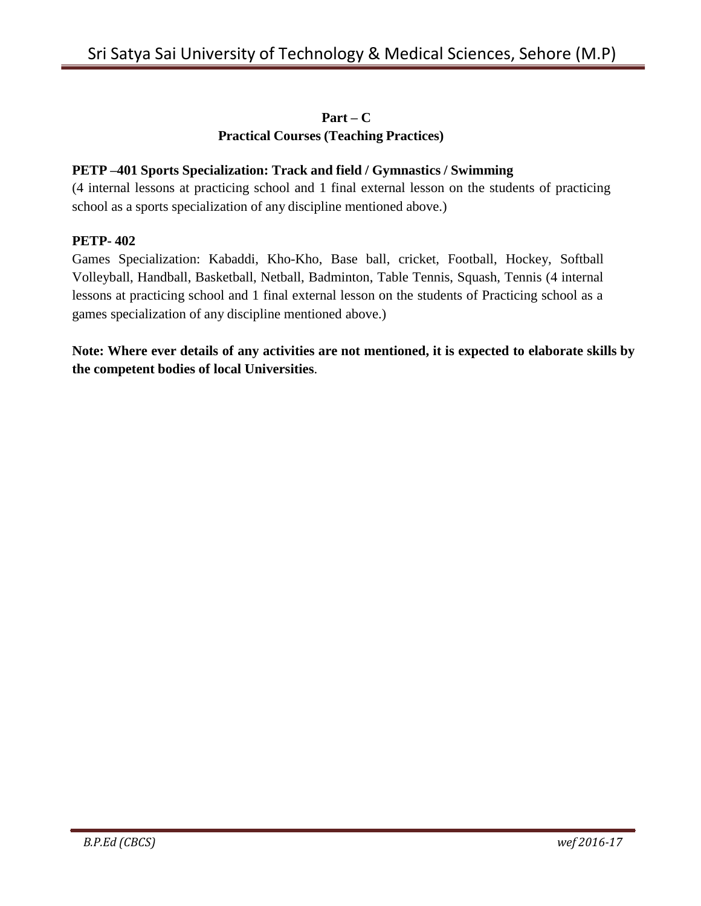## Part – C
## Practical Courses (Teaching Practices)

**PETP –401 Sports Specialization: Track and field / Gymnastics / Swimming**

(4 internal lessons at practicing school and 1 final external lesson on the students of practicing school as a sports specialization of any discipline mentioned above.)

**PETP- 402**

Games Specialization: Kabaddi, Kho-Kho, Base ball, cricket, Football, Hockey, Softball Volleyball, Handball, Basketball, Netball, Badminton, Table Tennis, Squash, Tennis (4 internal lessons at practicing school and 1 final external lesson on the students of Practicing school as a games specialization of any discipline mentioned above.)

**Note: Where ever details of any activities are not mentioned, it is expected to elaborate skills by the competent bodies of local Universities**.